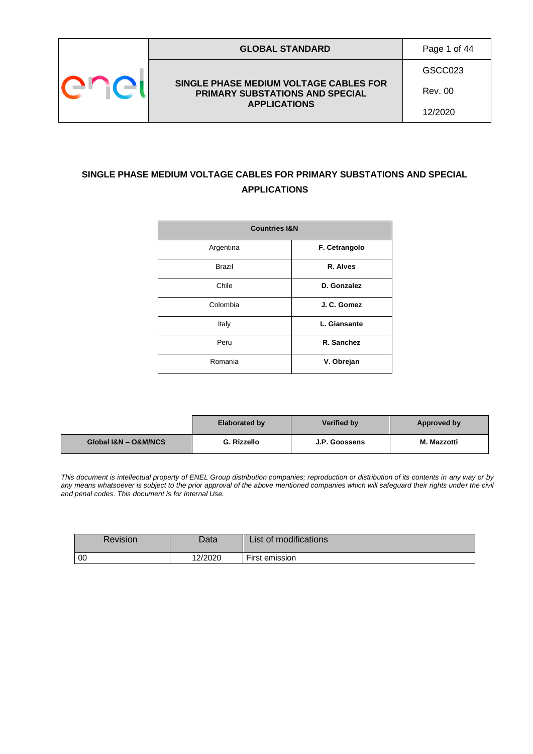| | GLOBAL STANDARD | Page 1 of 44 |
|---|---|---|
| enel | SINGLE PHASE MEDIUM VOLTAGE CABLES FOR PRIMARY SUBSTATIONS AND SPECIAL APPLICATIONS | GSCC023 |
| | | Rev. 00 |
| | | 12/2020 |

# SINGLE PHASE MEDIUM VOLTAGE CABLES FOR PRIMARY SUBSTATIONS AND SPECIAL APPLICATIONS

| Countries I&N | |
|---|---|
| Argentina | **F. Cetrangolo** |
| Brazil | **R. Alves** |
| Chile | **D. Gonzalez** |
| Colombia | **J. C. Gomez** |
| Italy | **L. Giansante** |
| Peru | **R. Sanchez** |
| Romania | **V. Obrejan** |

| | Elaborated by | Verified by | Approved by |
|---|---|---|---|
| **Global I&N – O&M/NCS** | **G. Rizzello** | **J.P. Goossens** | **M. Mazzotti** |

*This document is intellectual property of ENEL Group distribution companies; reproduction or distribution of its contents in any way or by any means whatsoever is subject to the prior approval of the above mentioned companies which will safeguard their rights under the civil and penal codes. This document is for Internal Use.*

| Revision | Data | List of modifications |
|---|---|---|
| 00 | 12/2020 | First emission |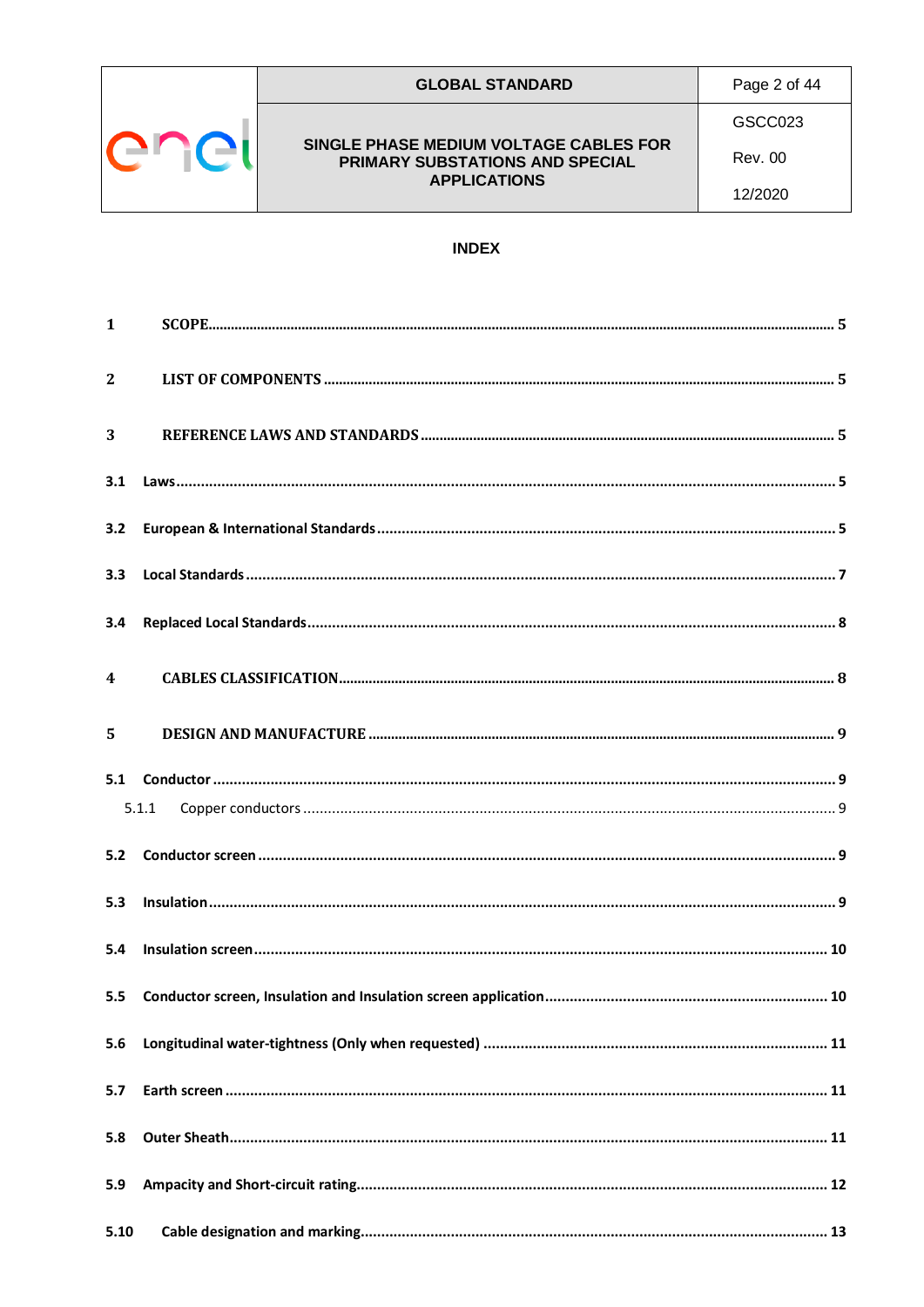**INDEX**

| | | |
|---|---|---|
| 1 | SCOPE | 5 |
| 2 | LIST OF COMPONENTS | 5 |
| 3 | REFERENCE LAWS AND STANDARDS | 5 |
| 3.1 | Laws | 5 |
| 3.2 | European & International Standards | 5 |
| 3.3 | Local Standards | 7 |
| 3.4 | Replaced Local Standards | 8 |
| 4 | CABLES CLASSIFICATION | 8 |
| 5 | DESIGN AND MANUFACTURE | 9 |
| 5.1 | Conductor | 9 |
| 5.1.1 | Copper conductors | 9 |
| 5.2 | Conductor screen | 9 |
| 5.3 | Insulation | 9 |
| 5.4 | Insulation screen | 10 |
| 5.5 | Conductor screen, Insulation and Insulation screen application | 10 |
| 5.6 | Longitudinal water-tightness (Only when requested) | 11 |
| 5.7 | Earth screen | 11 |
| 5.8 | Outer Sheath | 11 |
| 5.9 | Ampacity and Short-circuit rating | 12 |
| 5.10 | Cable designation and marking | 13 |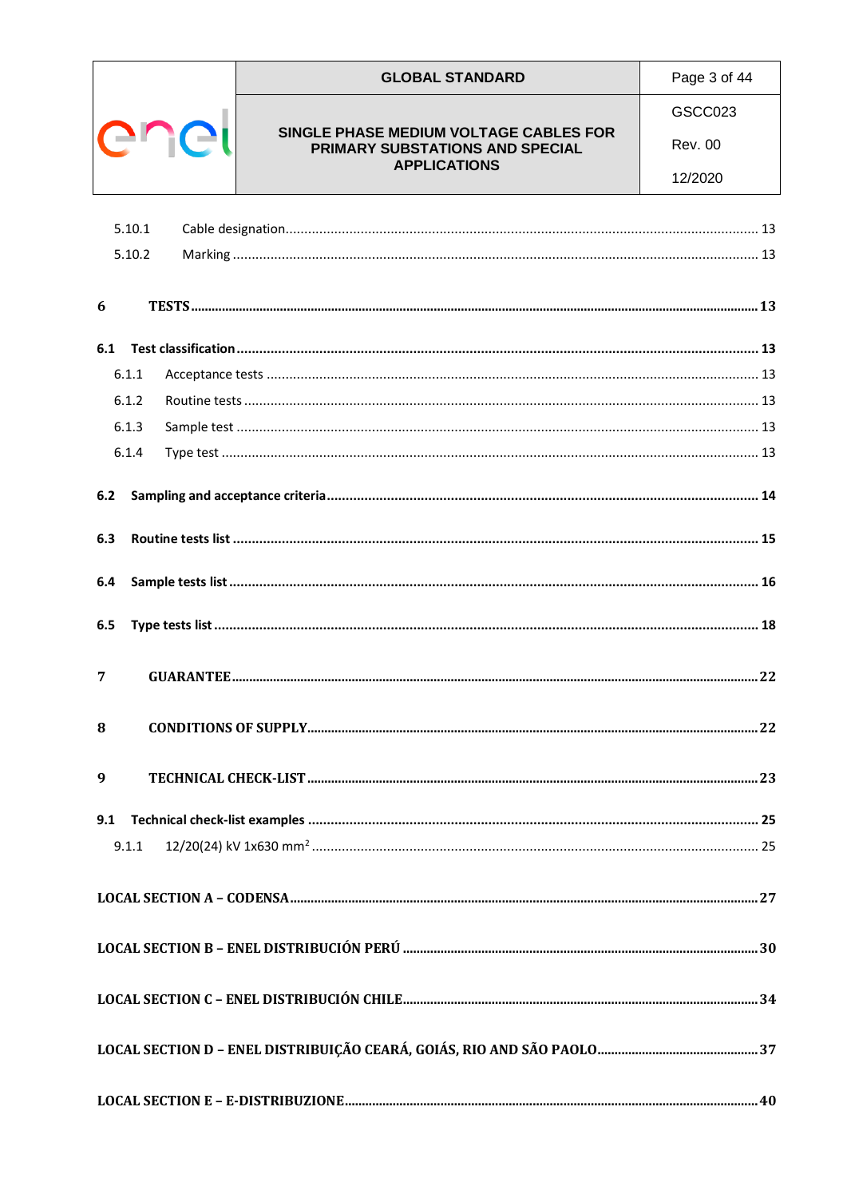5.10.1 Cable designation ........ 13

5.10.2 Marking ........ 13

**6 TESTS ........ 13**

**6.1 Test classification ........ 13**

6.1.1 Acceptance tests ........ 13

6.1.2 Routine tests ........ 13

6.1.3 Sample test ........ 13

6.1.4 Type test ........ 13

**6.2 Sampling and acceptance criteria ........ 14**

**6.3 Routine tests list ........ 15**

**6.4 Sample tests list ........ 16**

**6.5 Type tests list ........ 18**

**7 GUARANTEE ........ 22**

**8 CONDITIONS OF SUPPLY ........ 22**

**9 TECHNICAL CHECK-LIST ........ 23**

**9.1 Technical check-list examples ........ 25**

9.1.1 12/20(24) kV 1x630 mm$^2$ ........ 25

**LOCAL SECTION A – CODENSA ........ 27**

**LOCAL SECTION B – ENEL DISTRIBUCIÓN PERÚ ........ 30**

**LOCAL SECTION C – ENEL DISTRIBUCIÓN CHILE ........ 34**

**LOCAL SECTION D – ENEL DISTRIBUIÇÃO CEARÁ, GOIÁS, RIO AND SÃO PAOLO ........ 37**

**LOCAL SECTION E – E-DISTRIBUZIONE ........ 40**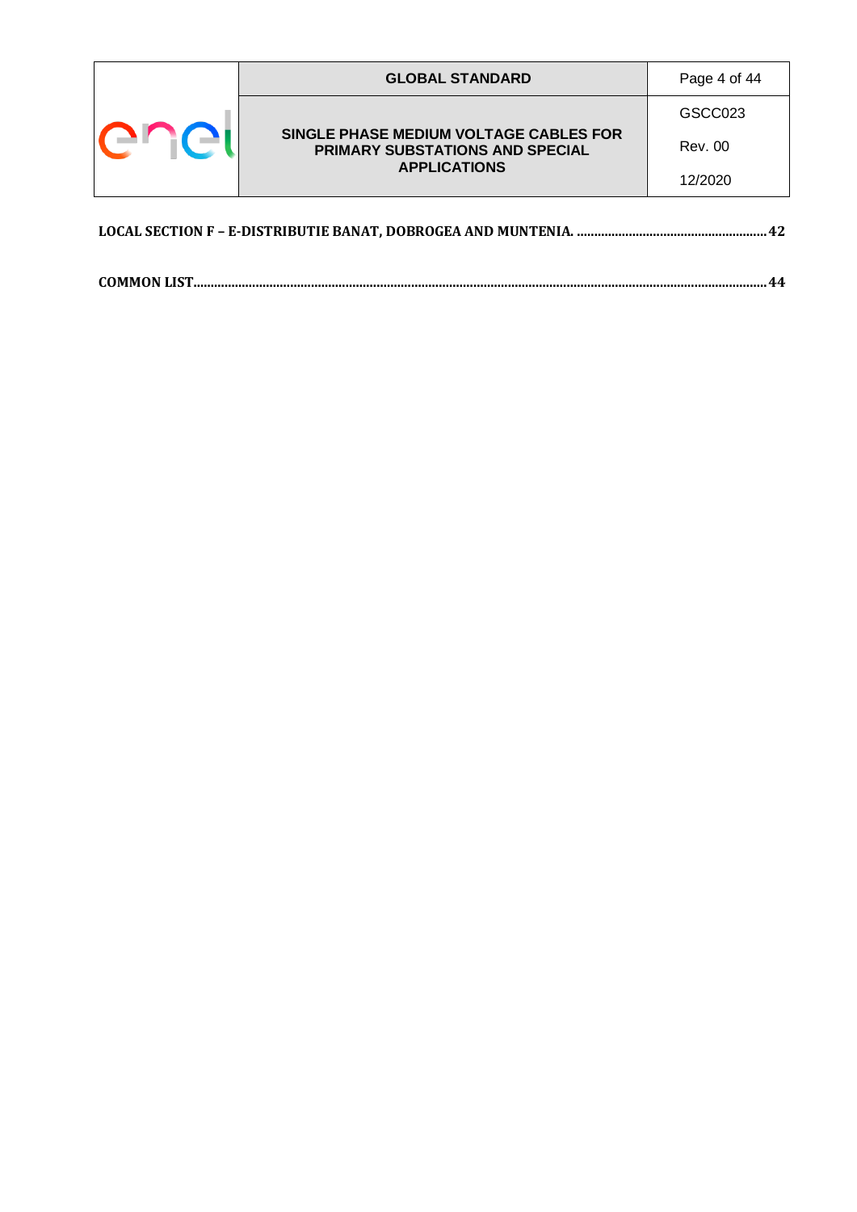**LOCAL SECTION F – E-DISTRIBUTIE BANAT, DOBROGEA AND MUNTENIA. ........................................................ 42**

**COMMON LIST.............................................................................................................................................................. 44**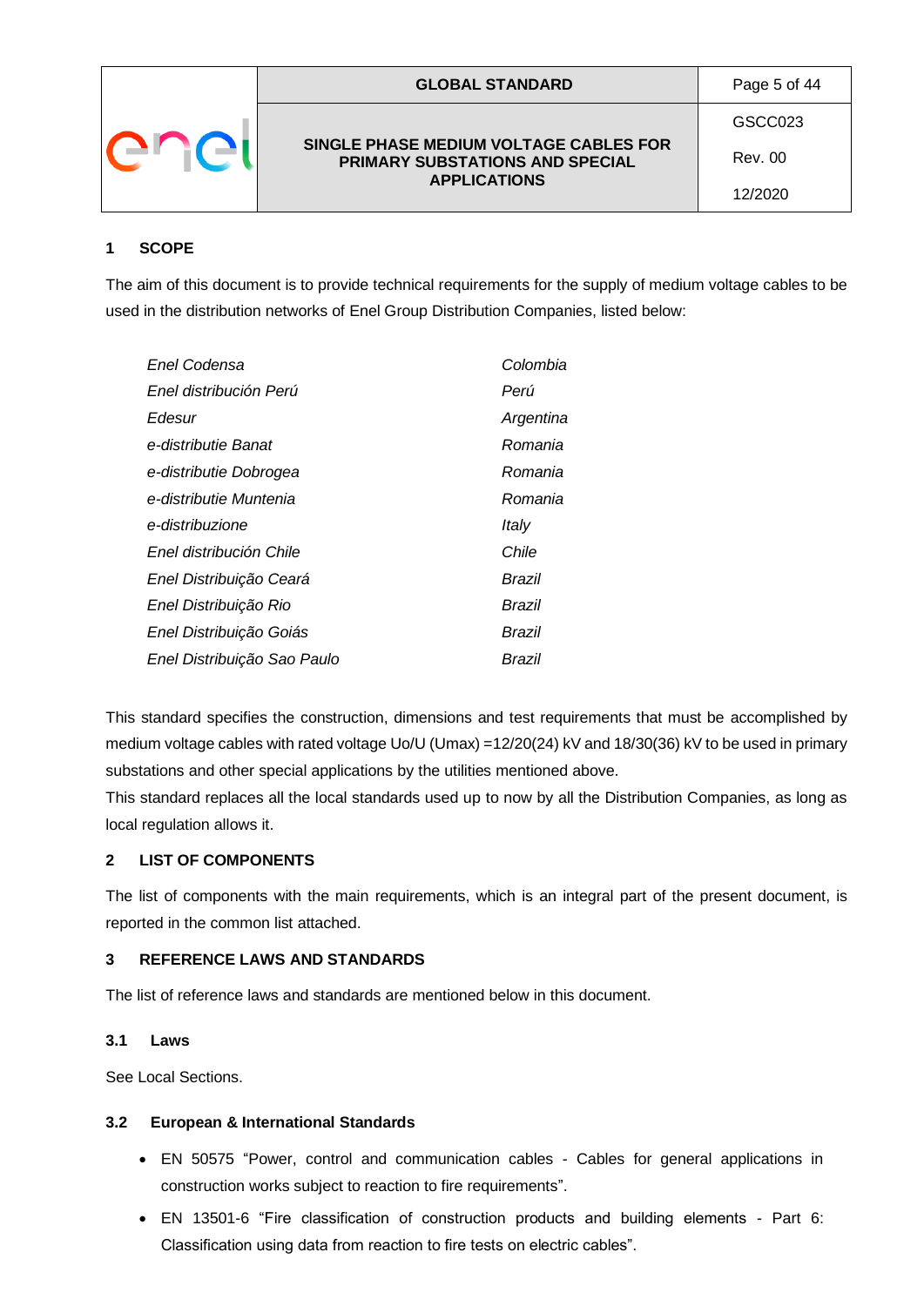## 1 SCOPE

The aim of this document is to provide technical requirements for the supply of medium voltage cables to be used in the distribution networks of Enel Group Distribution Companies, listed below:

| | |
|---|---|
| *Enel Codensa* | *Colombia* |
| *Enel distribución Perú* | *Perú* |
| *Edesur* | *Argentina* |
| *e-distributie Banat* | *Romania* |
| *e-distributie Dobrogea* | *Romania* |
| *e-distributie Muntenia* | *Romania* |
| *e-distribuzione* | *Italy* |
| *Enel distribución Chile* | *Chile* |
| *Enel Distribuição Ceará* | *Brazil* |
| *Enel Distribuição Rio* | *Brazil* |
| *Enel Distribuição Goiás* | *Brazil* |
| *Enel Distribuição Sao Paulo* | *Brazil* |

This standard specifies the construction, dimensions and test requirements that must be accomplished by medium voltage cables with rated voltage Uo/U (Umax) =12/20(24) kV and 18/30(36) kV to be used in primary substations and other special applications by the utilities mentioned above.

This standard replaces all the local standards used up to now by all the Distribution Companies, as long as local regulation allows it.

## 2 LIST OF COMPONENTS

The list of components with the main requirements, which is an integral part of the present document, is reported in the common list attached.

## 3 REFERENCE LAWS AND STANDARDS

The list of reference laws and standards are mentioned below in this document.

### 3.1 Laws

See Local Sections.

### 3.2 European & International Standards

- EN 50575 "Power, control and communication cables - Cables for general applications in construction works subject to reaction to fire requirements".
- EN 13501-6 "Fire classification of construction products and building elements - Part 6: Classification using data from reaction to fire tests on electric cables".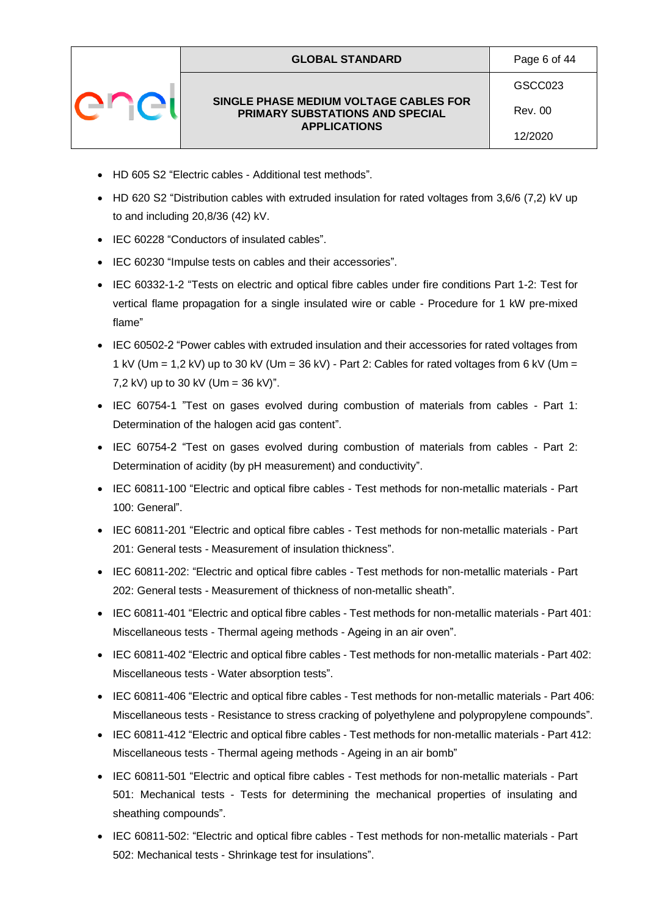- HD 605 S2 “Electric cables - Additional test methods”.
- HD 620 S2 “Distribution cables with extruded insulation for rated voltages from 3,6/6 (7,2) kV up to and including 20,8/36 (42) kV.
- IEC 60228 “Conductors of insulated cables”.
- IEC 60230 “Impulse tests on cables and their accessories”.
- IEC 60332-1-2 “Tests on electric and optical fibre cables under fire conditions Part 1-2: Test for vertical flame propagation for a single insulated wire or cable - Procedure for 1 kW pre-mixed flame”
- IEC 60502-2 “Power cables with extruded insulation and their accessories for rated voltages from 1 kV (Um = 1,2 kV) up to 30 kV (Um = 36 kV) - Part 2: Cables for rated voltages from 6 kV (Um = 7,2 kV) up to 30 kV (Um = 36 kV)”.
- IEC 60754-1 ”Test on gases evolved during combustion of materials from cables - Part 1: Determination of the halogen acid gas content”.
- IEC 60754-2 “Test on gases evolved during combustion of materials from cables - Part 2: Determination of acidity (by pH measurement) and conductivity”.
- IEC 60811-100 “Electric and optical fibre cables - Test methods for non-metallic materials - Part 100: General”.
- IEC 60811-201 “Electric and optical fibre cables - Test methods for non-metallic materials - Part 201: General tests - Measurement of insulation thickness”.
- IEC 60811-202: “Electric and optical fibre cables - Test methods for non-metallic materials - Part 202: General tests - Measurement of thickness of non-metallic sheath”.
- IEC 60811-401 “Electric and optical fibre cables - Test methods for non-metallic materials - Part 401: Miscellaneous tests - Thermal ageing methods - Ageing in an air oven”.
- IEC 60811-402 “Electric and optical fibre cables - Test methods for non-metallic materials - Part 402: Miscellaneous tests - Water absorption tests”.
- IEC 60811-406 “Electric and optical fibre cables - Test methods for non-metallic materials - Part 406: Miscellaneous tests - Resistance to stress cracking of polyethylene and polypropylene compounds”.
- IEC 60811-412 “Electric and optical fibre cables - Test methods for non-metallic materials - Part 412: Miscellaneous tests - Thermal ageing methods - Ageing in an air bomb”
- IEC 60811-501 “Electric and optical fibre cables - Test methods for non-metallic materials - Part 501: Mechanical tests - Tests for determining the mechanical properties of insulating and sheathing compounds”.
- IEC 60811-502: “Electric and optical fibre cables - Test methods for non-metallic materials - Part 502: Mechanical tests - Shrinkage test for insulations”.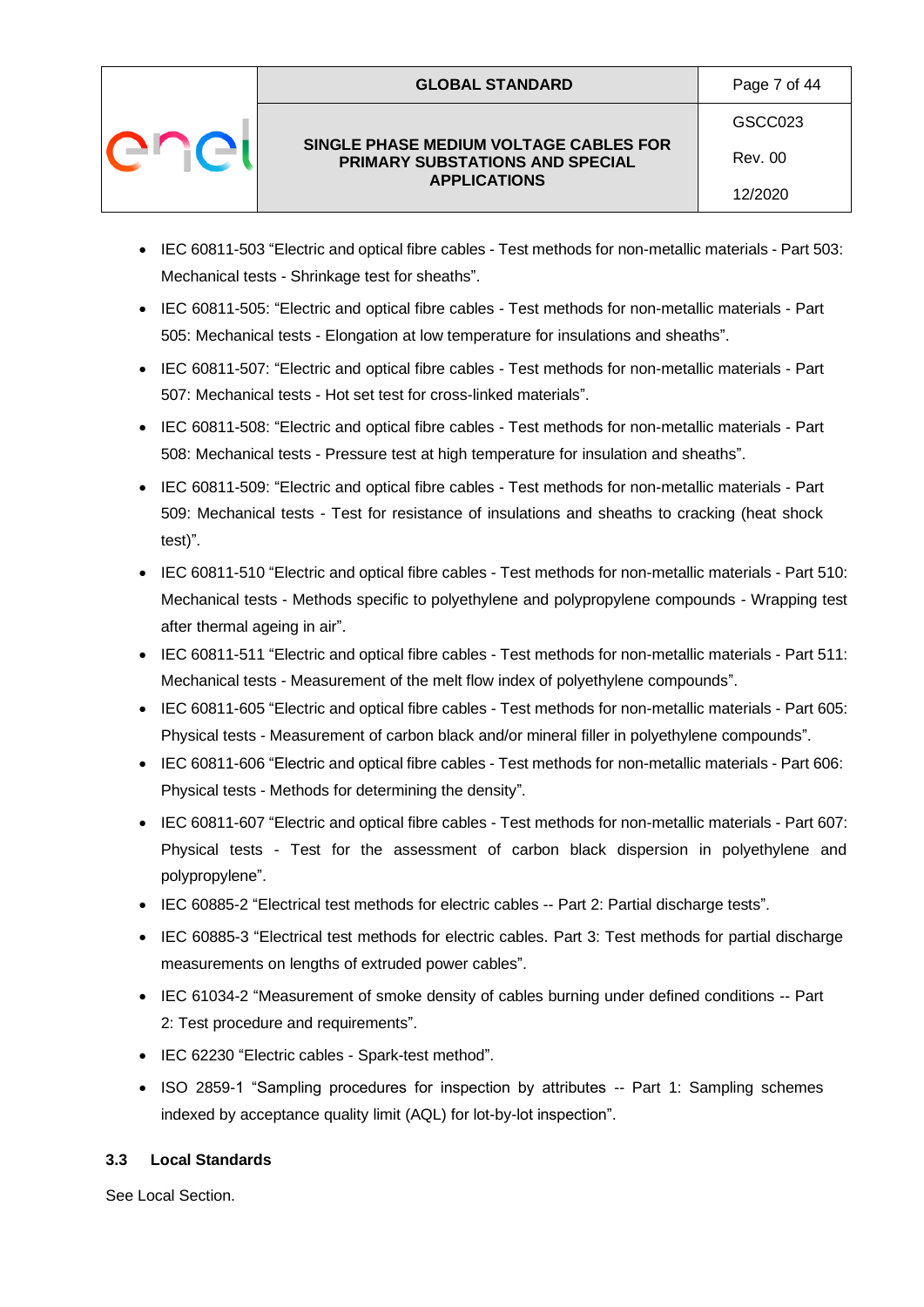- IEC 60811-503 "Electric and optical fibre cables - Test methods for non-metallic materials - Part 503: Mechanical tests - Shrinkage test for sheaths".
- IEC 60811-505: "Electric and optical fibre cables - Test methods for non-metallic materials - Part 505: Mechanical tests - Elongation at low temperature for insulations and sheaths".
- IEC 60811-507: "Electric and optical fibre cables - Test methods for non-metallic materials - Part 507: Mechanical tests - Hot set test for cross-linked materials".
- IEC 60811-508: "Electric and optical fibre cables - Test methods for non-metallic materials - Part 508: Mechanical tests - Pressure test at high temperature for insulation and sheaths".
- IEC 60811-509: "Electric and optical fibre cables - Test methods for non-metallic materials - Part 509: Mechanical tests - Test for resistance of insulations and sheaths to cracking (heat shock test)".
- IEC 60811-510 "Electric and optical fibre cables - Test methods for non-metallic materials - Part 510: Mechanical tests - Methods specific to polyethylene and polypropylene compounds - Wrapping test after thermal ageing in air".
- IEC 60811-511 "Electric and optical fibre cables - Test methods for non-metallic materials - Part 511: Mechanical tests - Measurement of the melt flow index of polyethylene compounds".
- IEC 60811-605 "Electric and optical fibre cables - Test methods for non-metallic materials - Part 605: Physical tests - Measurement of carbon black and/or mineral filler in polyethylene compounds".
- IEC 60811-606 "Electric and optical fibre cables - Test methods for non-metallic materials - Part 606: Physical tests - Methods for determining the density".
- IEC 60811-607 "Electric and optical fibre cables - Test methods for non-metallic materials - Part 607: Physical tests - Test for the assessment of carbon black dispersion in polyethylene and polypropylene".
- IEC 60885-2 "Electrical test methods for electric cables -- Part 2: Partial discharge tests".
- IEC 60885-3 "Electrical test methods for electric cables. Part 3: Test methods for partial discharge measurements on lengths of extruded power cables".
- IEC 61034-2 "Measurement of smoke density of cables burning under defined conditions -- Part 2: Test procedure and requirements".
- IEC 62230 "Electric cables - Spark-test method".
- ISO 2859-1 "Sampling procedures for inspection by attributes -- Part 1: Sampling schemes indexed by acceptance quality limit (AQL) for lot-by-lot inspection".

### 3.3 Local Standards

See Local Section.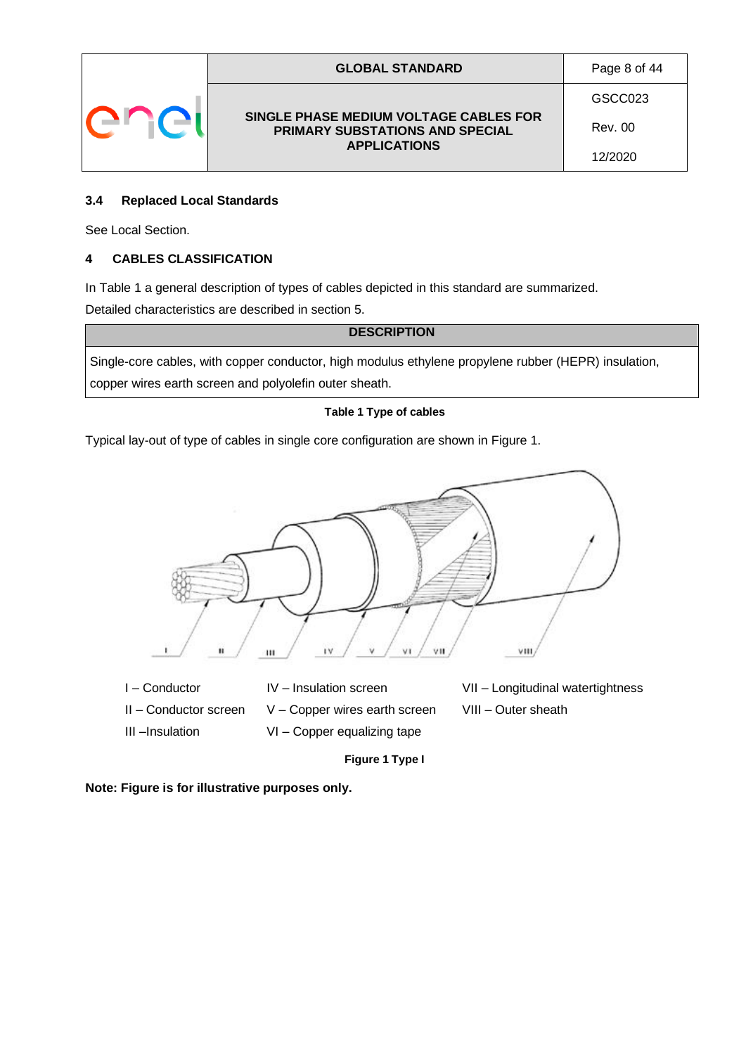### 3.4 Replaced Local Standards

See Local Section.

## 4 CABLES CLASSIFICATION

In Table 1 a general description of types of cables depicted in this standard are summarized.

Detailed characteristics are described in section 5.

| DESCRIPTION |
|---|
| Single-core cables, with copper conductor, high modulus ethylene propylene rubber (HEPR) insulation, copper wires earth screen and polyolefin outer sheath. |

**Table 1 Type of cables**

Typical lay-out of type of cables in single core configuration are shown in Figure 1.

I – Conductor
II – Conductor screen
III –Insulation
IV – Insulation screen
V – Copper wires earth screen
VI – Copper equalizing tape
VII – Longitudinal watertightness
VIII – Outer sheath

**Figure 1 Type I**

**Note: Figure is for illustrative purposes only.**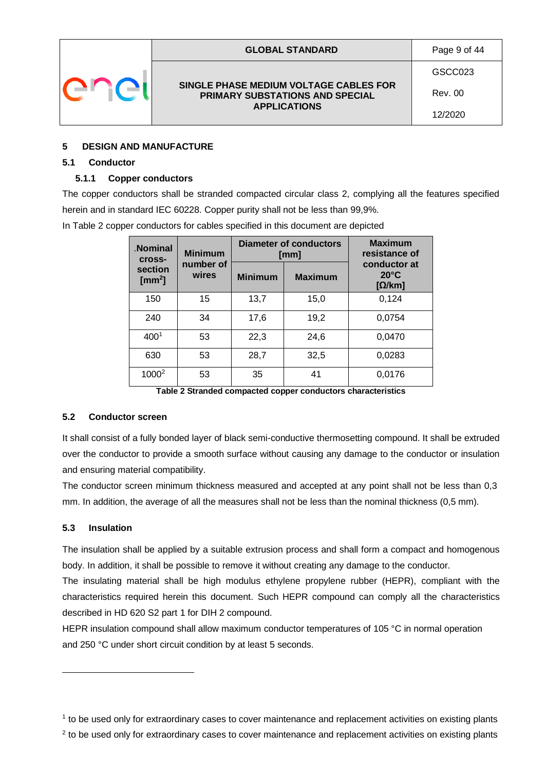## 5 DESIGN AND MANUFACTURE

### 5.1 Conductor

#### 5.1.1 Copper conductors

The copper conductors shall be stranded compacted circular class 2, complying all the features specified herein and in standard IEC 60228. Copper purity shall not be less than 99,9%.

In Table 2 copper conductors for cables specified in this document are depicted

| .Nominal cross-section [mm$^2$] | Minimum number of wires | Diameter of conductors [mm] | | Maximum resistance of conductor at 20°C [Ω/km] |
|---|---|---|---|---|
| | | Minimum | Maximum | |
| 150 | 15 | 13,7 | 15,0 | 0,124 |
| 240 | 34 | 17,6 | 19,2 | 0,0754 |
| 400[1] | 53 | 22,3 | 24,6 | 0,0470 |
| 630 | 53 | 28,7 | 32,5 | 0,0283 |
| 1000[2] | 53 | 35 | 41 | 0,0176 |

**Table 2 Stranded compacted copper conductors characteristics**

### 5.2 Conductor screen

It shall consist of a fully bonded layer of black semi-conductive thermosetting compound. It shall be extruded over the conductor to provide a smooth surface without causing any damage to the conductor or insulation and ensuring material compatibility.

The conductor screen minimum thickness measured and accepted at any point shall not be less than 0,3 mm. In addition, the average of all the measures shall not be less than the nominal thickness (0,5 mm).

### 5.3 Insulation

The insulation shall be applied by a suitable extrusion process and shall form a compact and homogenous body. In addition, it shall be possible to remove it without creating any damage to the conductor.

The insulating material shall be high modulus ethylene propylene rubber (HEPR), compliant with the characteristics required herein this document. Such HEPR compound can comply all the characteristics described in HD 620 S2 part 1 for DIH 2 compound.

HEPR insulation compound shall allow maximum conductor temperatures of 105 °C in normal operation and 250 °C under short circuit condition by at least 5 seconds.

---

[1] to be used only for extraordinary cases to cover maintenance and replacement activities on existing plants

[2] to be used only for extraordinary cases to cover maintenance and replacement activities on existing plants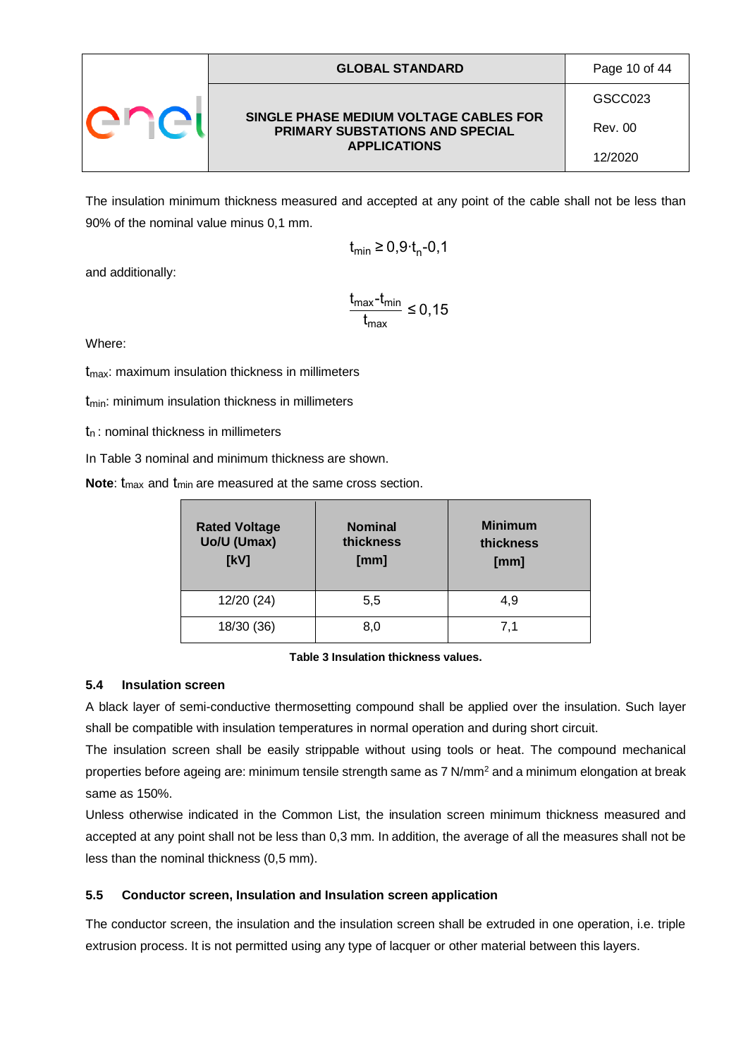The insulation minimum thickness measured and accepted at any point of the cable shall not be less than 90% of the nominal value minus 0,1 mm.

$$t_{min} \geq 0{,}9 \cdot t_n - 0{,}1$$

and additionally:

$$\frac{t_{max} - t_{min}}{t_{max}} \leq 0{,}15$$

Where:

$t_{max}$: maximum insulation thickness in millimeters

$t_{min}$: minimum insulation thickness in millimeters

$t_n$ : nominal thickness in millimeters

In Table 3 nominal and minimum thickness are shown.

**Note**: $t_{max}$ and $t_{min}$ are measured at the same cross section.

| Rated Voltage Uo/U (Umax) [kV] | Nominal thickness [mm] | Minimum thickness [mm] |
|---|---|---|
| 12/20 (24) | 5,5 | 4,9 |
| 18/30 (36) | 8,0 | 7,1 |

**Table 3 Insulation thickness values.**

### 5.4 Insulation screen

A black layer of semi-conductive thermosetting compound shall be applied over the insulation. Such layer shall be compatible with insulation temperatures in normal operation and during short circuit.

The insulation screen shall be easily strippable without using tools or heat. The compound mechanical properties before ageing are: minimum tensile strength same as 7 N/mm$^2$ and a minimum elongation at break same as 150%.

Unless otherwise indicated in the Common List, the insulation screen minimum thickness measured and accepted at any point shall not be less than 0,3 mm. In addition, the average of all the measures shall not be less than the nominal thickness (0,5 mm).

### 5.5 Conductor screen, Insulation and Insulation screen application

The conductor screen, the insulation and the insulation screen shall be extruded in one operation, i.e. triple extrusion process. It is not permitted using any type of lacquer or other material between this layers.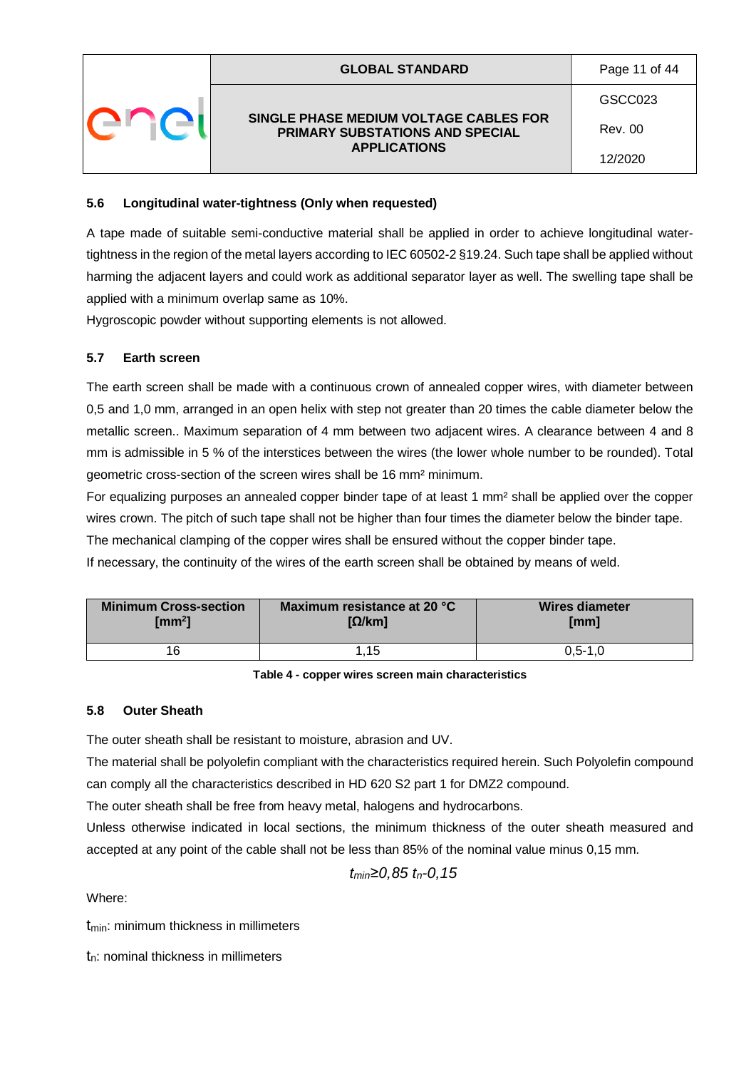### 5.6 Longitudinal water-tightness (Only when requested)

A tape made of suitable semi-conductive material shall be applied in order to achieve longitudinal water-tightness in the region of the metal layers according to IEC 60502-2 §19.24. Such tape shall be applied without harming the adjacent layers and could work as additional separator layer as well. The swelling tape shall be applied with a minimum overlap same as 10%.

Hygroscopic powder without supporting elements is not allowed.

### 5.7 Earth screen

The earth screen shall be made with a continuous crown of annealed copper wires, with diameter between 0,5 and 1,0 mm, arranged in an open helix with step not greater than 20 times the cable diameter below the metallic screen.. Maximum separation of 4 mm between two adjacent wires. A clearance between 4 and 8 mm is admissible in 5 % of the interstices between the wires (the lower whole number to be rounded). Total geometric cross-section of the screen wires shall be 16 mm² minimum.

For equalizing purposes an annealed copper binder tape of at least 1 mm² shall be applied over the copper wires crown. The pitch of such tape shall not be higher than four times the diameter below the binder tape.

The mechanical clamping of the copper wires shall be ensured without the copper binder tape.

If necessary, the continuity of the wires of the earth screen shall be obtained by means of weld.

| Minimum Cross-section [mm²] | Maximum resistance at 20 °C [Ω/km] | Wires diameter [mm] |
|---|---|---|
| 16 | 1,15 | 0,5-1,0 |

**Table 4 - copper wires screen main characteristics**

### 5.8 Outer Sheath

The outer sheath shall be resistant to moisture, abrasion and UV.

The material shall be polyolefin compliant with the characteristics required herein. Such Polyolefin compound can comply all the characteristics described in HD 620 S2 part 1 for DMZ2 compound.

The outer sheath shall be free from heavy metal, halogens and hydrocarbons.

Unless otherwise indicated in local sections, the minimum thickness of the outer sheath measured and accepted at any point of the cable shall not be less than 85% of the nominal value minus 0,15 mm.

$$t_{min} \geq 0{,}85\ t_n - 0{,}15$$

Where:

$t_{min}$: minimum thickness in millimeters

$t_n$: nominal thickness in millimeters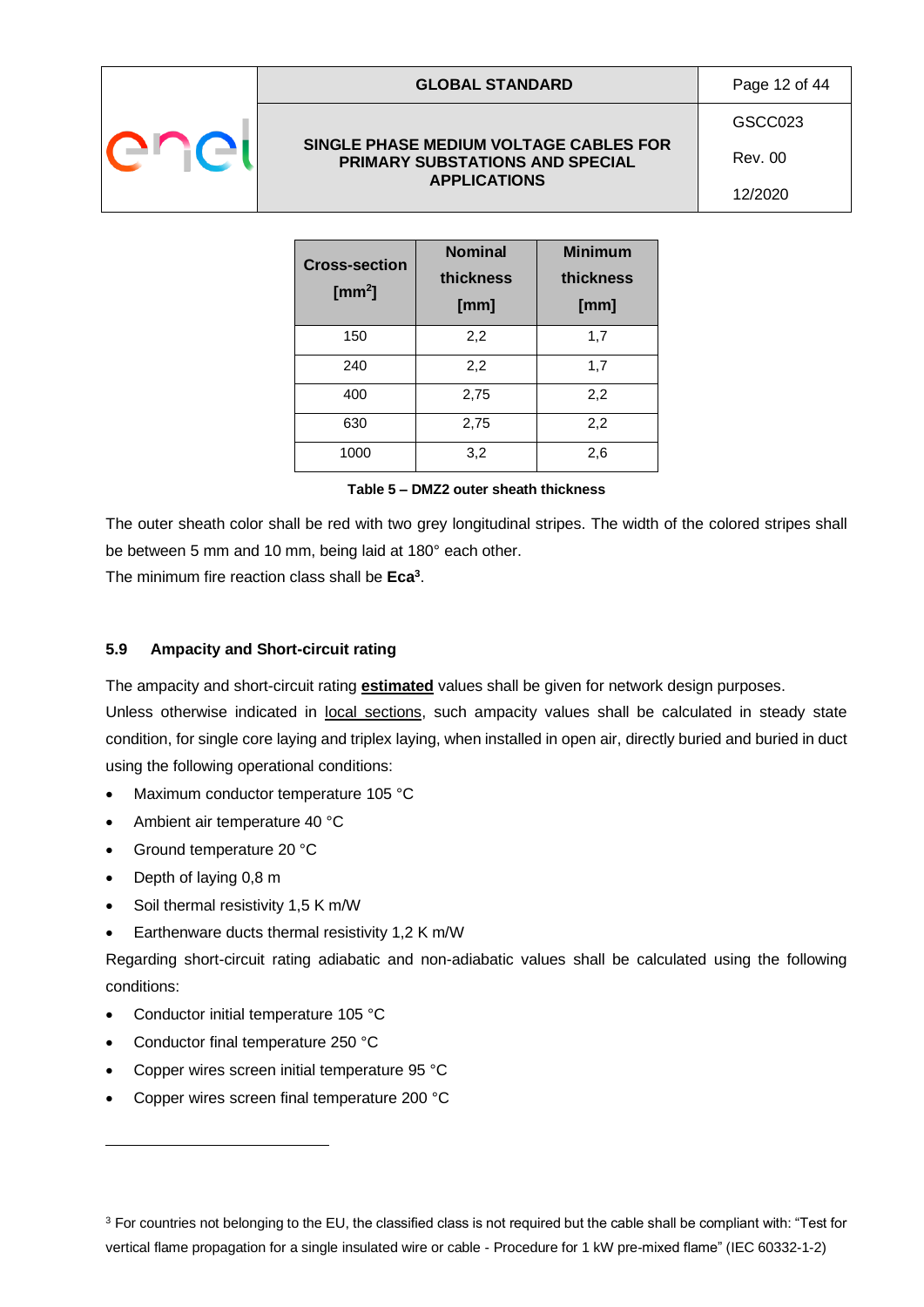| Cross-section [$mm^2$] | Nominal thickness [mm] | Minimum thickness [mm] |
|---|---|---|
| 150 | 2,2 | 1,7 |
| 240 | 2,2 | 1,7 |
| 400 | 2,75 | 2,2 |
| 630 | 2,75 | 2,2 |
| 1000 | 3,2 | 2,6 |

**Table 5 – DMZ2 outer sheath thickness**

The outer sheath color shall be red with two grey longitudinal stripes. The width of the colored stripes shall be between 5 mm and 10 mm, being laid at 180° each other.
The minimum fire reaction class shall be **Eca**[3].

### 5.9 Ampacity and Short-circuit rating

The ampacity and short-circuit rating **estimated** values shall be given for network design purposes.
Unless otherwise indicated in local sections, such ampacity values shall be calculated in steady state condition, for single core laying and triplex laying, when installed in open air, directly buried and buried in duct using the following operational conditions:

- Maximum conductor temperature 105 °C
- Ambient air temperature 40 °C
- Ground temperature 20 °C
- Depth of laying 0,8 m
- Soil thermal resistivity 1,5 K m/W
- Earthenware ducts thermal resistivity 1,2 K m/W

Regarding short-circuit rating adiabatic and non-adiabatic values shall be calculated using the following conditions:

- Conductor initial temperature 105 °C
- Conductor final temperature 250 °C
- Copper wires screen initial temperature 95 °C
- Copper wires screen final temperature 200 °C

---

[3] For countries not belonging to the EU, the classified class is not required but the cable shall be compliant with: "Test for vertical flame propagation for a single insulated wire or cable - Procedure for 1 kW pre-mixed flame" (IEC 60332-1-2)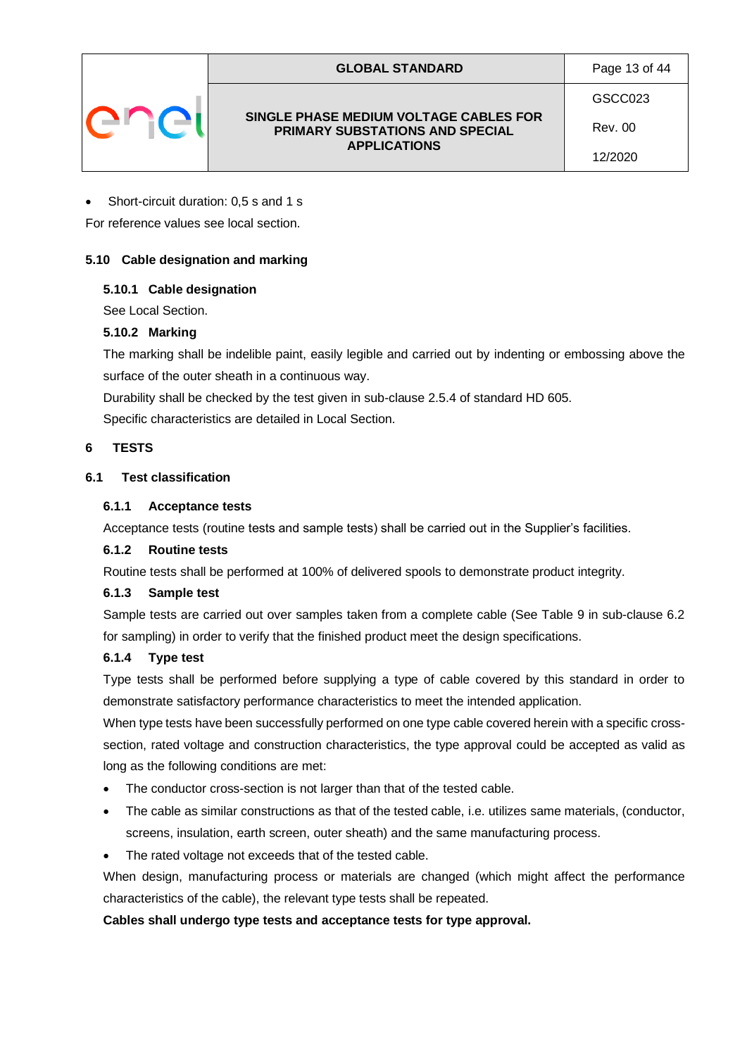- Short-circuit duration: 0,5 s and 1 s

For reference values see local section.

### 5.10 Cable designation and marking

#### 5.10.1 Cable designation

See Local Section.

#### 5.10.2 Marking

The marking shall be indelible paint, easily legible and carried out by indenting or embossing above the surface of the outer sheath in a continuous way.

Durability shall be checked by the test given in sub-clause 2.5.4 of standard HD 605.

Specific characteristics are detailed in Local Section.

## 6 TESTS

### 6.1 Test classification

#### 6.1.1 Acceptance tests

Acceptance tests (routine tests and sample tests) shall be carried out in the Supplier's facilities.

#### 6.1.2 Routine tests

Routine tests shall be performed at 100% of delivered spools to demonstrate product integrity.

#### 6.1.3 Sample test

Sample tests are carried out over samples taken from a complete cable (See Table 9 in sub-clause 6.2 for sampling) in order to verify that the finished product meet the design specifications.

#### 6.1.4 Type test

Type tests shall be performed before supplying a type of cable covered by this standard in order to demonstrate satisfactory performance characteristics to meet the intended application.

When type tests have been successfully performed on one type cable covered herein with a specific cross-section, rated voltage and construction characteristics, the type approval could be accepted as valid as long as the following conditions are met:

- The conductor cross-section is not larger than that of the tested cable.
- The cable as similar constructions as that of the tested cable, i.e. utilizes same materials, (conductor, screens, insulation, earth screen, outer sheath) and the same manufacturing process.
- The rated voltage not exceeds that of the tested cable.

When design, manufacturing process or materials are changed (which might affect the performance characteristics of the cable), the relevant type tests shall be repeated.

**Cables shall undergo type tests and acceptance tests for type approval.**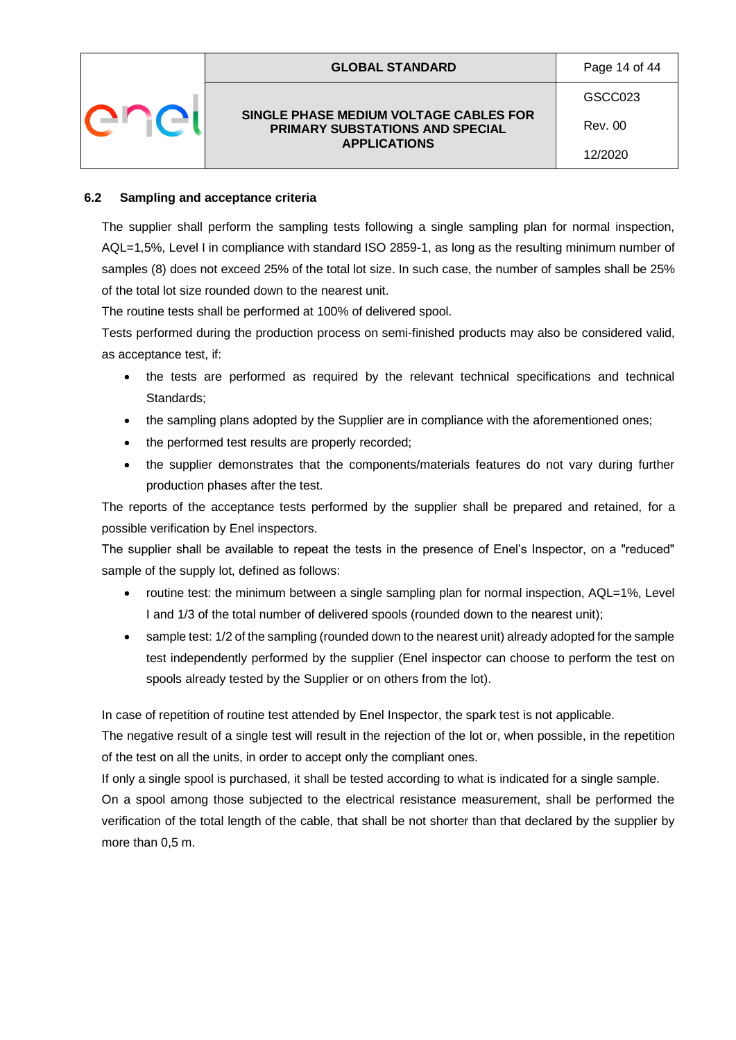### 6.2 Sampling and acceptance criteria

The supplier shall perform the sampling tests following a single sampling plan for normal inspection, AQL=1,5%, Level I in compliance with standard ISO 2859-1, as long as the resulting minimum number of samples (8) does not exceed 25% of the total lot size. In such case, the number of samples shall be 25% of the total lot size rounded down to the nearest unit.

The routine tests shall be performed at 100% of delivered spool.

Tests performed during the production process on semi-finished products may also be considered valid, as acceptance test, if:

- the tests are performed as required by the relevant technical specifications and technical Standards;
- the sampling plans adopted by the Supplier are in compliance with the aforementioned ones;
- the performed test results are properly recorded;
- the supplier demonstrates that the components/materials features do not vary during further production phases after the test.

The reports of the acceptance tests performed by the supplier shall be prepared and retained, for a possible verification by Enel inspectors.

The supplier shall be available to repeat the tests in the presence of Enel's Inspector, on a "reduced" sample of the supply lot, defined as follows:

- routine test: the minimum between a single sampling plan for normal inspection, AQL=1%, Level I and 1/3 of the total number of delivered spools (rounded down to the nearest unit);
- sample test: 1/2 of the sampling (rounded down to the nearest unit) already adopted for the sample test independently performed by the supplier (Enel inspector can choose to perform the test on spools already tested by the Supplier or on others from the lot).

In case of repetition of routine test attended by Enel Inspector, the spark test is not applicable.

The negative result of a single test will result in the rejection of the lot or, when possible, in the repetition of the test on all the units, in order to accept only the compliant ones.

If only a single spool is purchased, it shall be tested according to what is indicated for a single sample.

On a spool among those subjected to the electrical resistance measurement, shall be performed the verification of the total length of the cable, that shall be not shorter than that declared by the supplier by more than 0,5 m.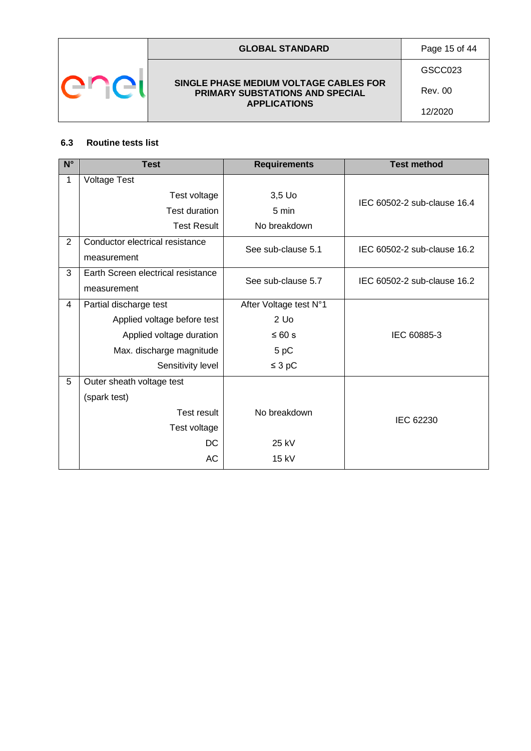### 6.3 Routine tests list

| N° | Test | Requirements | Test method |
|---|---|---|---|
| 1 | Voltage Test | | IEC 60502-2 sub-clause 16.4 |
| | Test voltage | 3,5 Uo | |
| | Test duration | 5 min | |
| | Test Result | No breakdown | |
| 2 | Conductor electrical resistance measurement | See sub-clause 5.1 | IEC 60502-2 sub-clause 16.2 |
| 3 | Earth Screen electrical resistance measurement | See sub-clause 5.7 | IEC 60502-2 sub-clause 16.2 |
| 4 | Partial discharge test | After Voltage test N°1 | IEC 60885-3 |
| | Applied voltage before test | 2 Uo | |
| | Applied voltage duration | ≤ 60 s | |
| | Max. discharge magnitude | 5 pC | |
| | Sensitivity level | ≤ 3 pC | |
| 5 | Outer sheath voltage test (spark test) | | IEC 62230 |
| | Test result | No breakdown | |
| | Test voltage | | |
| | DC | 25 kV | |
| | AC | 15 kV | |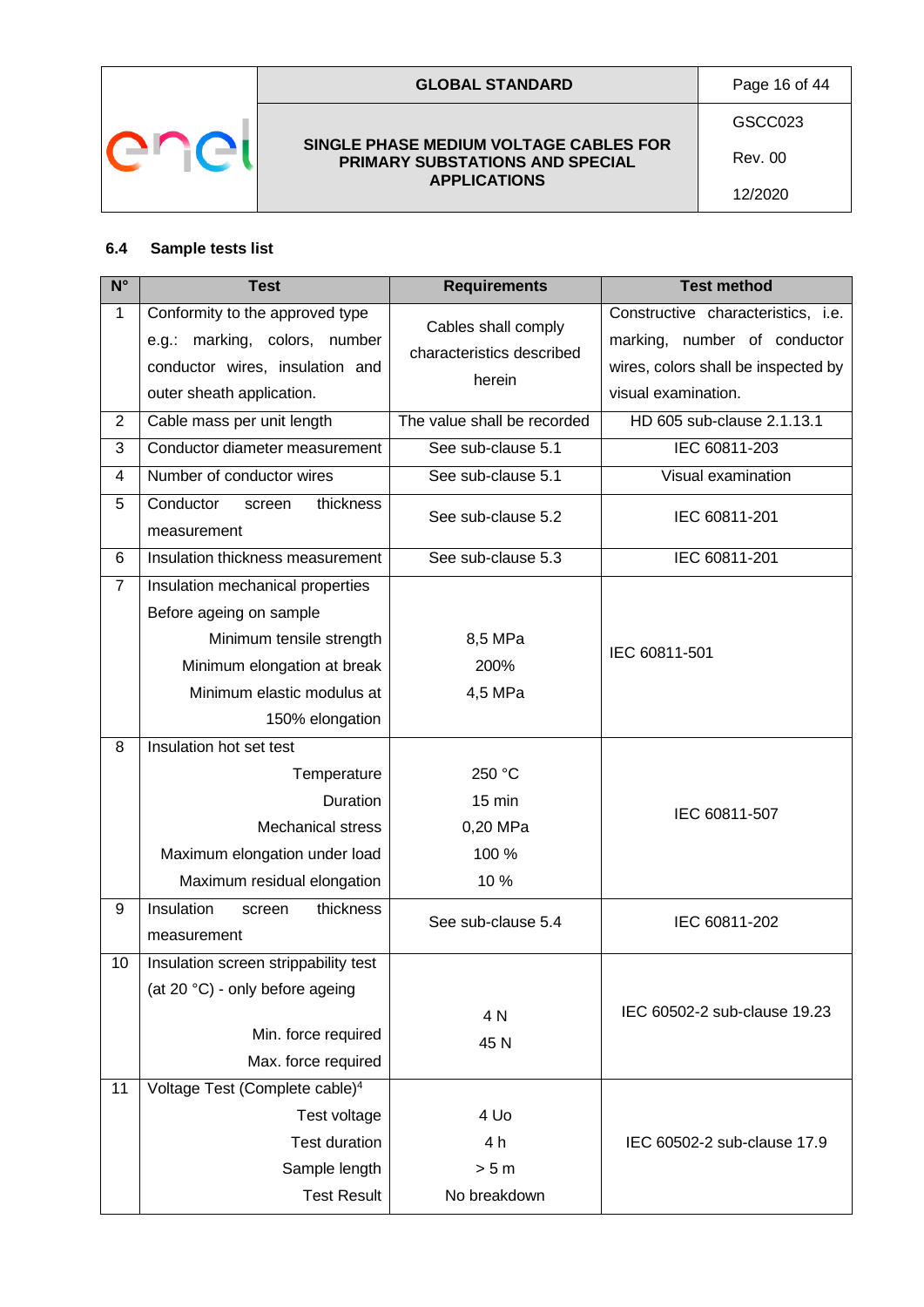### 6.4 Sample tests list

| N° | Test | Requirements | Test method |
|---|---|---|---|
| 1 | Conformity to the approved type e.g.: marking, colors, number conductor wires, insulation and outer sheath application. | Cables shall comply characteristics described herein | Constructive characteristics, i.e. marking, number of conductor wires, colors shall be inspected by visual examination. |
| 2 | Cable mass per unit length | The value shall be recorded | HD 605 sub-clause 2.1.13.1 |
| 3 | Conductor diameter measurement | See sub-clause 5.1 | IEC 60811-203 |
| 4 | Number of conductor wires | See sub-clause 5.1 | Visual examination |
| 5 | Conductor screen thickness measurement | See sub-clause 5.2 | IEC 60811-201 |
| 6 | Insulation thickness measurement | See sub-clause 5.3 | IEC 60811-201 |
| 7 | Insulation mechanical properties<br>Before ageing on sample<br>Minimum tensile strength<br>Minimum elongation at break<br>Minimum elastic modulus at 150% elongation | <br><br>8,5 MPa<br>200%<br>4,5 MPa | IEC 60811-501 |
| 8 | Insulation hot set test<br>Temperature<br>Duration<br>Mechanical stress<br>Maximum elongation under load<br>Maximum residual elongation | <br>250 °C<br>15 min<br>0,20 MPa<br>100 %<br>10 % | IEC 60811-507 |
| 9 | Insulation screen thickness measurement | See sub-clause 5.4 | IEC 60811-202 |
| 10 | Insulation screen strippability test (at 20 °C) - only before ageing<br>Min. force required<br>Max. force required | <br>4 N<br>45 N | IEC 60502-2 sub-clause 19.23 |
| 11 | Voltage Test (Complete cable)[4]<br>Test voltage<br>Test duration<br>Sample length<br>Test Result | <br>4 Uo<br>4 h<br>> 5 m<br>No breakdown | IEC 60502-2 sub-clause 17.9 |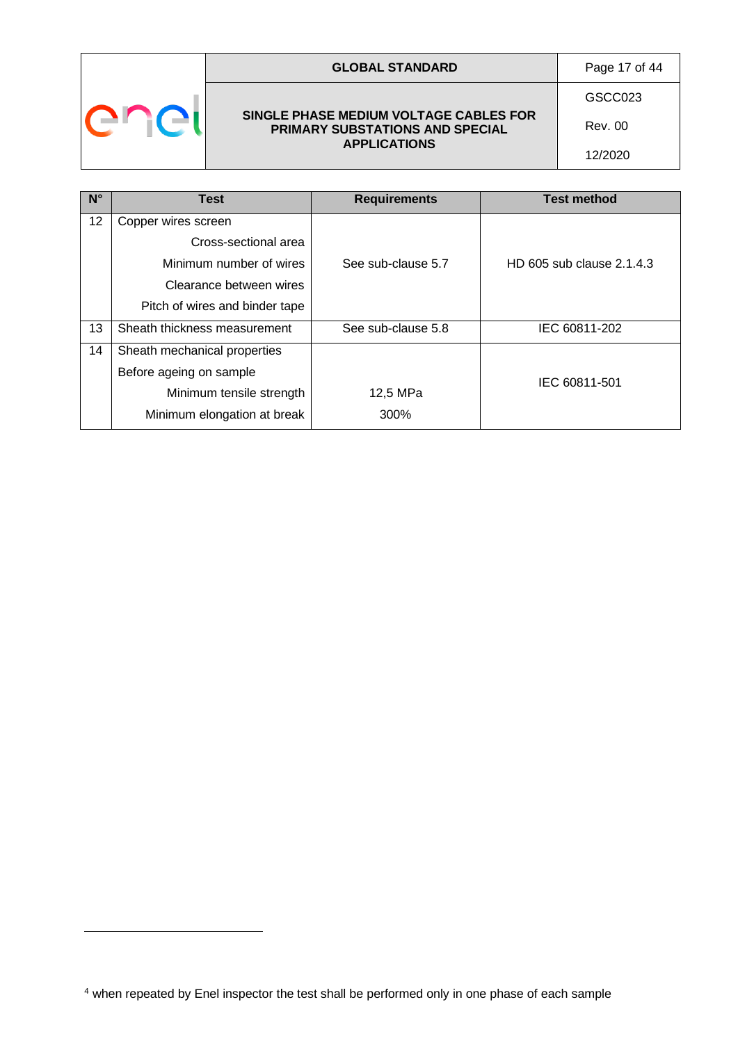| N° | Test | Requirements | Test method |
|---|---|---|---|
| 12 | Copper wires screen | See sub-clause 5.7 | HD 605 sub clause 2.1.4.3 |
| | Cross-sectional area | | |
| | Minimum number of wires | | |
| | Clearance between wires | | |
| | Pitch of wires and binder tape | | |
| 13 | Sheath thickness measurement | See sub-clause 5.8 | IEC 60811-202 |
| 14 | Sheath mechanical properties | | IEC 60811-501 |
| | Before ageing on sample | | |
| | Minimum tensile strength | 12,5 MPa | |
| | Minimum elongation at break | 300% | |

[4] when repeated by Enel inspector the test shall be performed only in one phase of each sample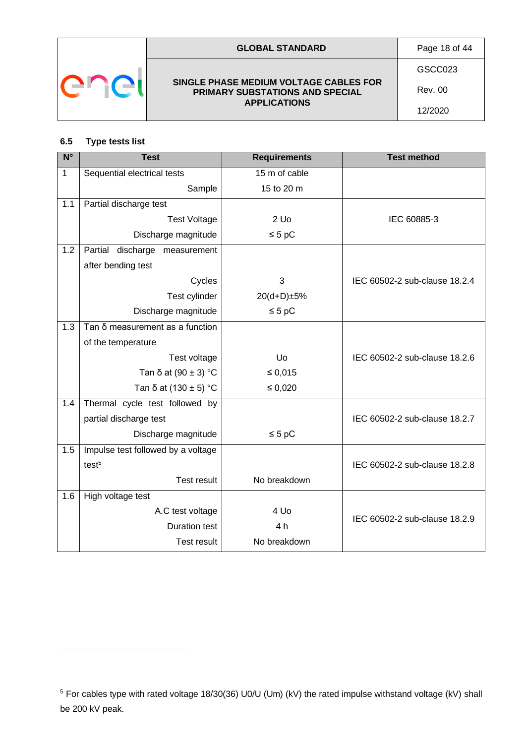### 6.5 Type tests list

| N° | Test | Requirements | Test method |
|---|---|---|---|
| 1 | Sequential electrical tests | 15 m of cable | |
| | Sample | 15 to 20 m | |
| 1.1 | Partial discharge test | | IEC 60885-3 |
| | Test Voltage | 2 Uo | |
| | Discharge magnitude | ≤ 5 pC | |
| 1.2 | Partial discharge measurement after bending test | | IEC 60502-2 sub-clause 18.2.4 |
| | Cycles | 3 | |
| | Test cylinder | 20(d+D)±5% | |
| | Discharge magnitude | ≤ 5 pC | |
| 1.3 | Tan δ measurement as a function of the temperature | | IEC 60502-2 sub-clause 18.2.6 |
| | Test voltage | Uo | |
| | Tan δ at (90 ± 3) °C | ≤ 0,015 | |
| | Tan δ at (130 ± 5) °C | ≤ 0,020 | |
| 1.4 | Thermal cycle test followed by partial discharge test | | IEC 60502-2 sub-clause 18.2.7 |
| | Discharge magnitude | ≤ 5 pC | |
| 1.5 | Impulse test followed by a voltage test[5] | | IEC 60502-2 sub-clause 18.2.8 |
| | Test result | No breakdown | |
| 1.6 | High voltage test | | IEC 60502-2 sub-clause 18.2.9 |
| | A.C test voltage | 4 Uo | |
| | Duration test | 4 h | |
| | Test result | No breakdown | |

[5] For cables type with rated voltage 18/30(36) U0/U (Um) (kV) the rated impulse withstand voltage (kV) shall be 200 kV peak.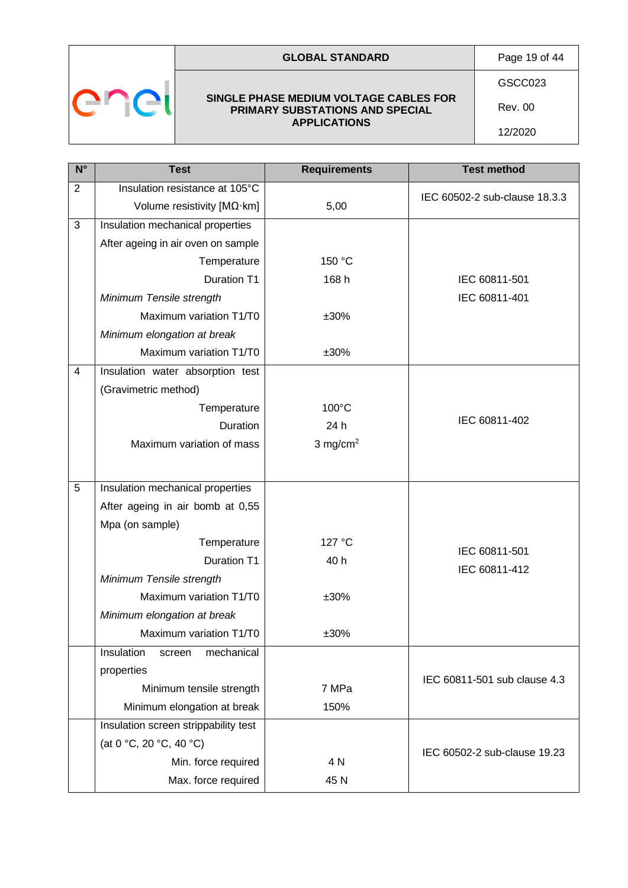| N° | Test | Requirements | Test method |
|---|---|---|---|
| 2 | Insulation resistance at 105°C<br>Volume resistivity [MΩ·km] | 5,00 | IEC 60502-2 sub-clause 18.3.3 |
| 3 | Insulation mechanical properties<br>After ageing in air oven on sample<br>Temperature<br>Duration T1<br>*Minimum Tensile strength*<br>Maximum variation T1/T0<br>*Minimum elongation at break*<br>Maximum variation T1/T0 | <br><br>150 °C<br>168 h<br><br>±30%<br><br>±30% | IEC 60811-501<br>IEC 60811-401 |
| 4 | Insulation water absorption test (Gravimetric method)<br>Temperature<br>Duration<br>Maximum variation of mass | <br>100°C<br>24 h<br>3 mg/cm$^2$ | IEC 60811-402 |
| 5 | Insulation mechanical properties<br>After ageing in air bomb at 0,55 Mpa (on sample)<br>Temperature<br>Duration T1<br>*Minimum Tensile strength*<br>Maximum variation T1/T0<br>*Minimum elongation at break*<br>Maximum variation T1/T0 | <br><br>127 °C<br>40 h<br><br>±30%<br><br>±30% | IEC 60811-501<br>IEC 60811-412 |
| | Insulation screen mechanical properties<br>Minimum tensile strength<br>Minimum elongation at break | <br>7 MPa<br>150% | IEC 60811-501 sub clause 4.3 |
| | Insulation screen strippability test (at 0 °C, 20 °C, 40 °C)<br>Min. force required<br>Max. force required | <br>4 N<br>45 N | IEC 60502-2 sub-clause 19.23 |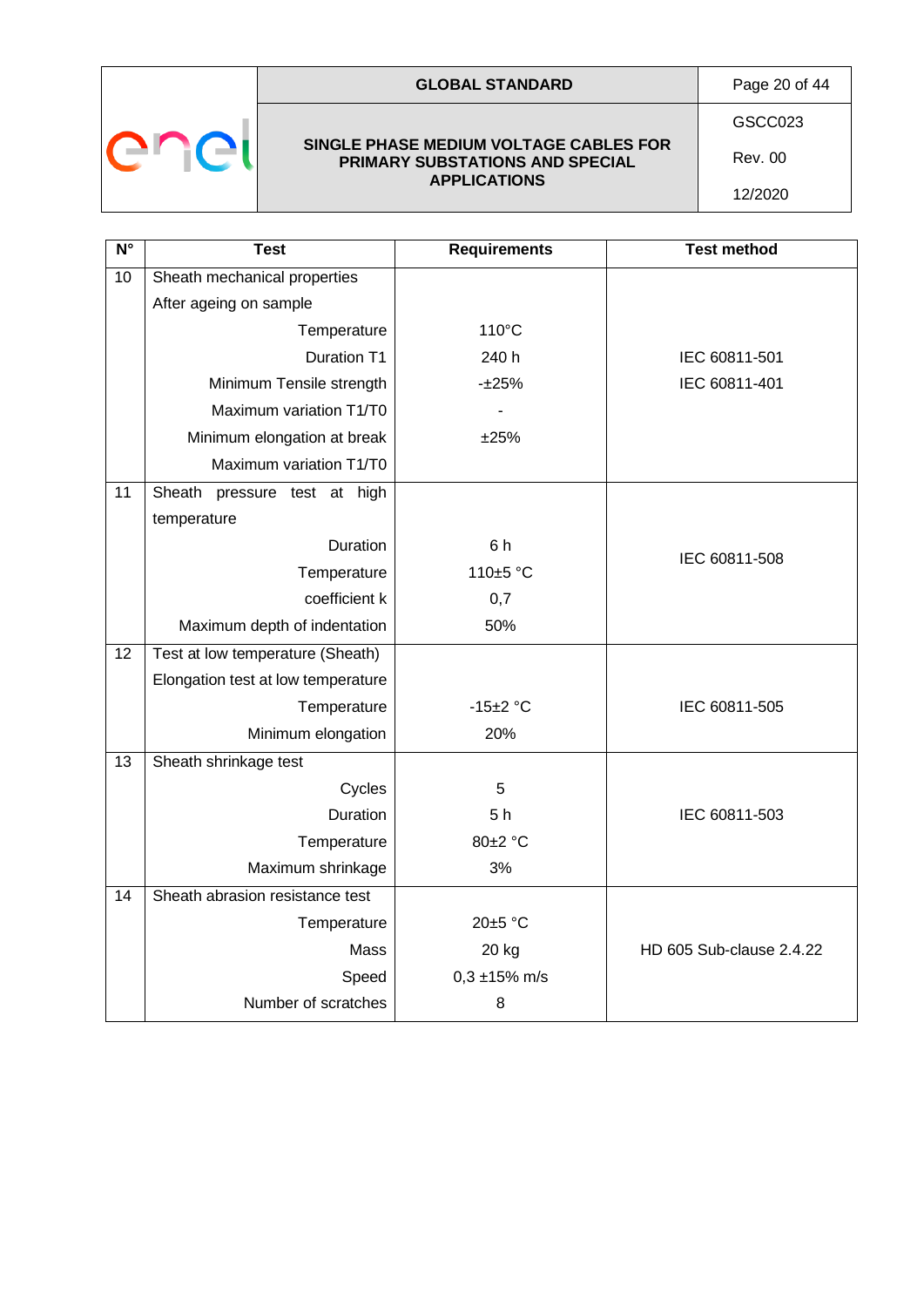| N° | Test | Requirements | Test method |
|---|---|---|---|
| 10 | Sheath mechanical properties | | |
| | After ageing on sample | | |
| | Temperature | 110°C | |
| | Duration T1 | 240 h | IEC 60811-501 |
| | Minimum Tensile strength | -±25% | IEC 60811-401 |
| | Maximum variation T1/T0 | - | |
| | Minimum elongation at break | ±25% | |
| | Maximum variation T1/T0 | | |
| 11 | Sheath pressure test at high temperature | | |
| | Duration | 6 h | IEC 60811-508 |
| | Temperature | 110±5 °C | |
| | coefficient k | 0,7 | |
| | Maximum depth of indentation | 50% | |
| 12 | Test at low temperature (Sheath) | | |
| | Elongation test at low temperature | | |
| | Temperature | -15±2 °C | IEC 60811-505 |
| | Minimum elongation | 20% | |
| 13 | Sheath shrinkage test | | |
| | Cycles | 5 | |
| | Duration | 5 h | IEC 60811-503 |
| | Temperature | 80±2 °C | |
| | Maximum shrinkage | 3% | |
| 14 | Sheath abrasion resistance test | | |
| | Temperature | 20±5 °C | |
| | Mass | 20 kg | HD 605 Sub-clause 2.4.22 |
| | Speed | 0,3 ±15% m/s | |
| | Number of scratches | 8 | |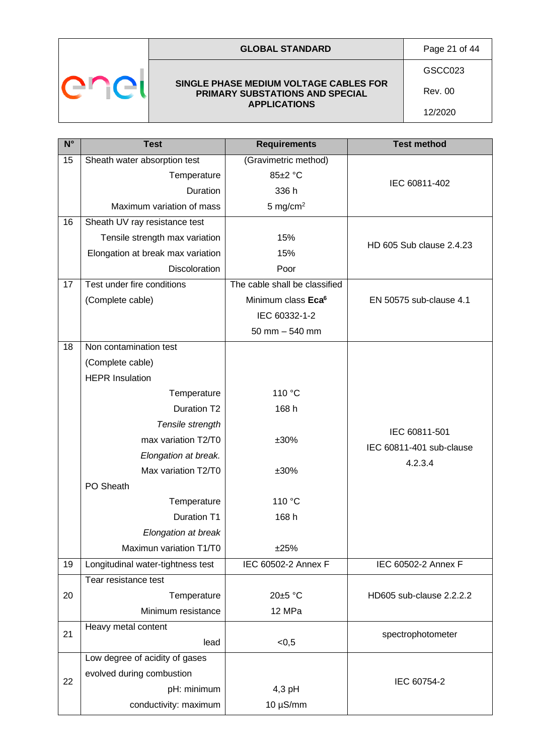| N° | Test | Requirements | Test method |
|---|---|---|---|
| 15 | Sheath water absorption test | (Gravimetric method) | IEC 60811-402 |
| | Temperature | 85±2 °C | |
| | Duration | 336 h | |
| | Maximum variation of mass | 5 mg/cm$^2$ | |
| 16 | Sheath UV ray resistance test | | HD 605 Sub clause 2.4.23 |
| | Tensile strength max variation | 15% | |
| | Elongation at break max variation | 15% | |
| | Discoloration | Poor | |
| 17 | Test under fire conditions | The cable shall be classified | EN 50575 sub-clause 4.1 |
| | (Complete cable) | Minimum class **Eca**[6] | |
| | | IEC 60332-1-2 | |
| | | 50 mm – 540 mm | |
| 18 | Non contamination test | | IEC 60811-501<br>IEC 60811-401 sub-clause 4.2.3.4 |
| | (Complete cable) | | |
| | HEPR Insulation | | |
| | Temperature | 110 °C | |
| | Duration T2 | 168 h | |
| | *Tensile strength* | | |
| | max variation T2/T0 | ±30% | |
| | *Elongation at break.* | | |
| | Max variation T2/T0 | ±30% | |
| | PO Sheath | | |
| | Temperature | 110 °C | |
| | Duration T1 | 168 h | |
| | *Elongation at break* | | |
| | Maximun variation T1/T0 | ±25% | |
| 19 | Longitudinal water-tightness test | IEC 60502-2 Annex F | IEC 60502-2 Annex F |
| 20 | Tear resistance test | | HD605 sub-clause 2.2.2.2 |
| | Temperature | 20±5 °C | |
| | Minimum resistance | 12 MPa | |
| 21 | Heavy metal content | | spectrophotometer |
| | lead | <0,5 | |
| 22 | Low degree of acidity of gases evolved during combustion | | IEC 60754-2 |
| | pH: minimum | 4,3 pH | |
| | conductivity: maximum | 10 µS/mm | |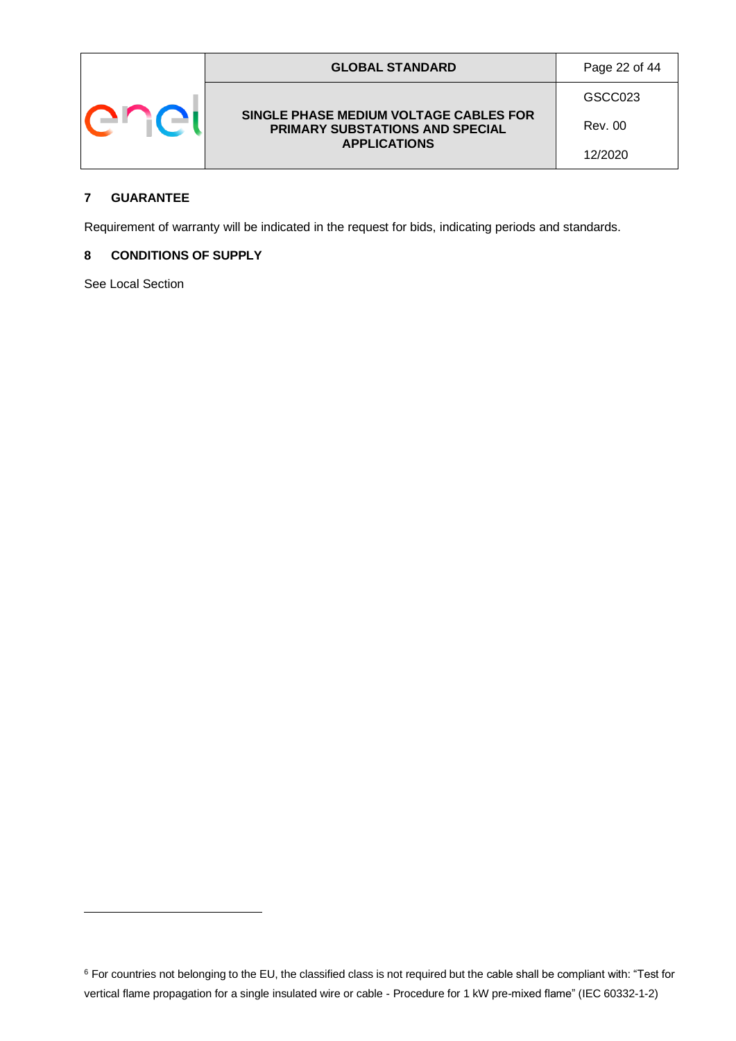## 7 GUARANTEE

Requirement of warranty will be indicated in the request for bids, indicating periods and standards.

## 8 CONDITIONS OF SUPPLY

See Local Section

---

[6] For countries not belonging to the EU, the classified class is not required but the cable shall be compliant with: "Test for vertical flame propagation for a single insulated wire or cable - Procedure for 1 kW pre-mixed flame" (IEC 60332-1-2)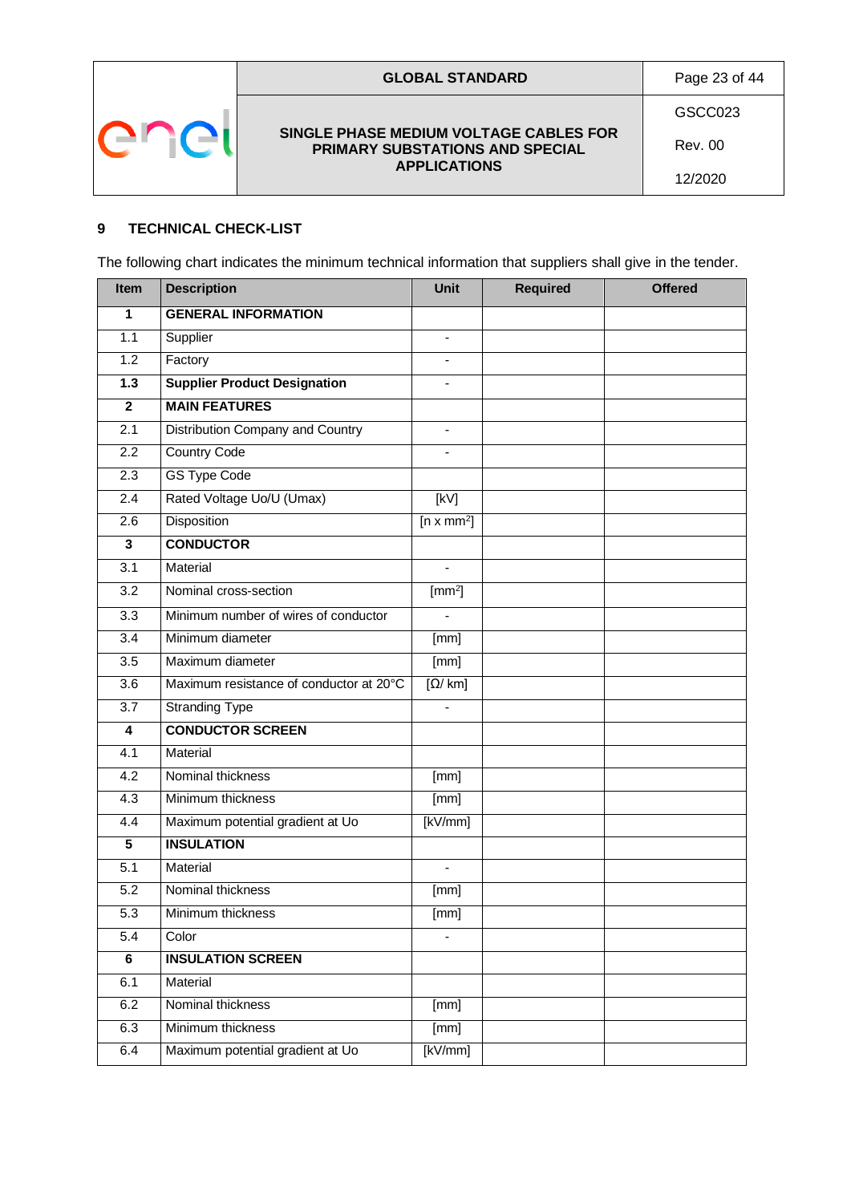## 9 TECHNICAL CHECK-LIST

The following chart indicates the minimum technical information that suppliers shall give in the tender.

| Item | Description | Unit | Required | Offered |
|---|---|---|---|---|
| **1** | **GENERAL INFORMATION** | | | |
| 1.1 | Supplier | - | | |
| 1.2 | Factory | - | | |
| **1.3** | **Supplier Product Designation** | - | | |
| **2** | **MAIN FEATURES** | | | |
| 2.1 | Distribution Company and Country | - | | |
| 2.2 | Country Code | - | | |
| 2.3 | GS Type Code | | | |
| 2.4 | Rated Voltage Uo/U (Umax) | [kV] | | |
| 2.6 | Disposition | [n x mm²] | | |
| **3** | **CONDUCTOR** | | | |
| 3.1 | Material | - | | |
| 3.2 | Nominal cross-section | [mm²] | | |
| 3.3 | Minimum number of wires of conductor | - | | |
| 3.4 | Minimum diameter | [mm] | | |
| 3.5 | Maximum diameter | [mm] | | |
| 3.6 | Maximum resistance of conductor at 20°C | [Ω/ km] | | |
| 3.7 | Stranding Type | - | | |
| **4** | **CONDUCTOR SCREEN** | | | |
| 4.1 | Material | | | |
| 4.2 | Nominal thickness | [mm] | | |
| 4.3 | Minimum thickness | [mm] | | |
| 4.4 | Maximum potential gradient at Uo | [kV/mm] | | |
| **5** | **INSULATION** | | | |
| 5.1 | Material | - | | |
| 5.2 | Nominal thickness | [mm] | | |
| 5.3 | Minimum thickness | [mm] | | |
| 5.4 | Color | - | | |
| **6** | **INSULATION SCREEN** | | | |
| 6.1 | Material | | | |
| 6.2 | Nominal thickness | [mm] | | |
| 6.3 | Minimum thickness | [mm] | | |
| 6.4 | Maximum potential gradient at Uo | [kV/mm] | | |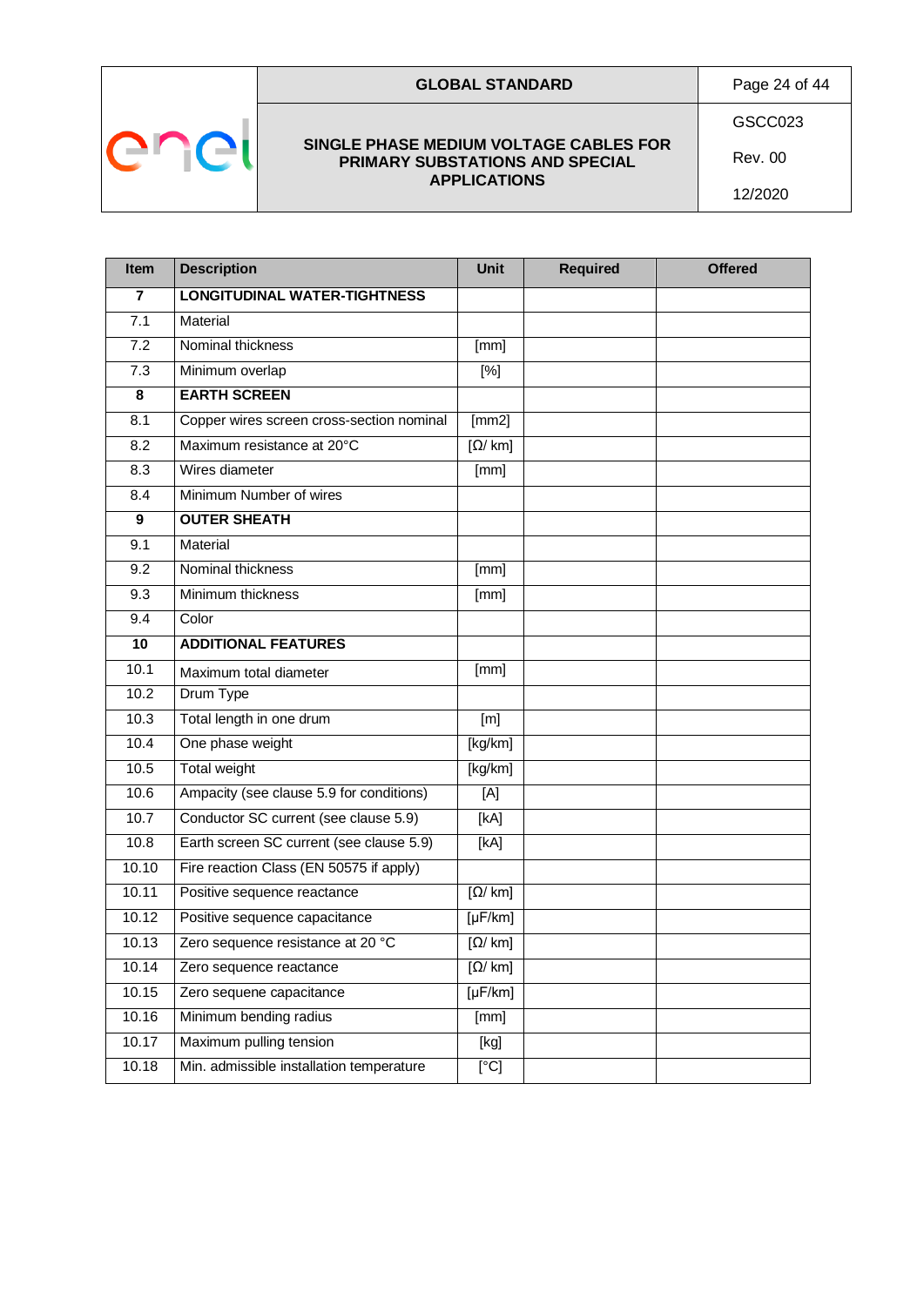| Item | Description | Unit | Required | Offered |
|---|---|---|---|---|
| **7** | **LONGITUDINAL WATER-TIGHTNESS** | | | |
| 7.1 | Material | | | |
| 7.2 | Nominal thickness | [mm] | | |
| 7.3 | Minimum overlap | [%] | | |
| **8** | **EARTH SCREEN** | | | |
| 8.1 | Copper wires screen cross-section nominal | [mm2] | | |
| 8.2 | Maximum resistance at 20°C | [Ω/ km] | | |
| 8.3 | Wires diameter | [mm] | | |
| 8.4 | Minimum Number of wires | | | |
| **9** | **OUTER SHEATH** | | | |
| 9.1 | Material | | | |
| 9.2 | Nominal thickness | [mm] | | |
| 9.3 | Minimum thickness | [mm] | | |
| 9.4 | Color | | | |
| **10** | **ADDITIONAL FEATURES** | | | |
| 10.1 | Maximum total diameter | [mm] | | |
| 10.2 | Drum Type | | | |
| 10.3 | Total length in one drum | [m] | | |
| 10.4 | One phase weight | [kg/km] | | |
| 10.5 | Total weight | [kg/km] | | |
| 10.6 | Ampacity (see clause 5.9 for conditions) | [A] | | |
| 10.7 | Conductor SC current (see clause 5.9) | [kA] | | |
| 10.8 | Earth screen SC current (see clause 5.9) | [kA] | | |
| 10.10 | Fire reaction Class (EN 50575 if apply) | | | |
| 10.11 | Positive sequence reactance | [Ω/ km] | | |
| 10.12 | Positive sequence capacitance | [µF/km] | | |
| 10.13 | Zero sequence resistance at 20 °C | [Ω/ km] | | |
| 10.14 | Zero sequence reactance | [Ω/ km] | | |
| 10.15 | Zero sequene capacitance | [µF/km] | | |
| 10.16 | Minimum bending radius | [mm] | | |
| 10.17 | Maximum pulling tension | [kg] | | |
| 10.18 | Min. admissible installation temperature | [°C] | | |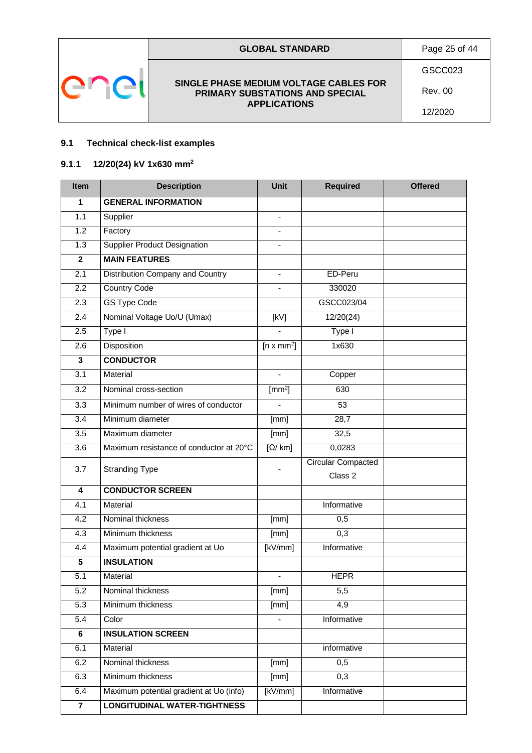## 9.1 Technical check-list examples

### 9.1.1 12/20(24) kV 1x630 mm$^2$

| Item | Description | Unit | Required | Offered |
|---|---|---|---|---|
| **1** | **GENERAL INFORMATION** | | | |
| 1.1 | Supplier | - | | |
| 1.2 | Factory | - | | |
| 1.3 | Supplier Product Designation | - | | |
| **2** | **MAIN FEATURES** | | | |
| 2.1 | Distribution Company and Country | - | ED-Peru | |
| 2.2 | Country Code | - | 330020 | |
| 2.3 | GS Type Code | | GSCC023/04 | |
| 2.4 | Nominal Voltage Uo/U (Umax) | [kV] | 12/20(24) | |
| 2.5 | Type I | - | Type I | |
| 2.6 | Disposition | [n x mm$^2$] | 1x630 | |
| **3** | **CONDUCTOR** | | | |
| 3.1 | Material | - | Copper | |
| 3.2 | Nominal cross-section | [mm$^2$] | 630 | |
| 3.3 | Minimum number of wires of conductor | - | 53 | |
| 3.4 | Minimum diameter | [mm] | 28,7 | |
| 3.5 | Maximum diameter | [mm] | 32,5 | |
| 3.6 | Maximum resistance of conductor at 20°C | [Ω/ km] | 0,0283 | |
| 3.7 | Stranding Type | - | Circular Compacted Class 2 | |
| **4** | **CONDUCTOR SCREEN** | | | |
| 4.1 | Material | | Informative | |
| 4.2 | Nominal thickness | [mm] | 0,5 | |
| 4.3 | Minimum thickness | [mm] | 0,3 | |
| 4.4 | Maximum potential gradient at Uo | [kV/mm] | Informative | |
| **5** | **INSULATION** | | | |
| 5.1 | Material | - | HEPR | |
| 5.2 | Nominal thickness | [mm] | 5,5 | |
| 5.3 | Minimum thickness | [mm] | 4,9 | |
| 5.4 | Color | - | Informative | |
| **6** | **INSULATION SCREEN** | | | |
| 6.1 | Material | | informative | |
| 6.2 | Nominal thickness | [mm] | 0,5 | |
| 6.3 | Minimum thickness | [mm] | 0,3 | |
| 6.4 | Maximum potential gradient at Uo (info) | [kV/mm] | Informative | |
| **7** | **LONGITUDINAL WATER-TIGHTNESS** | | | |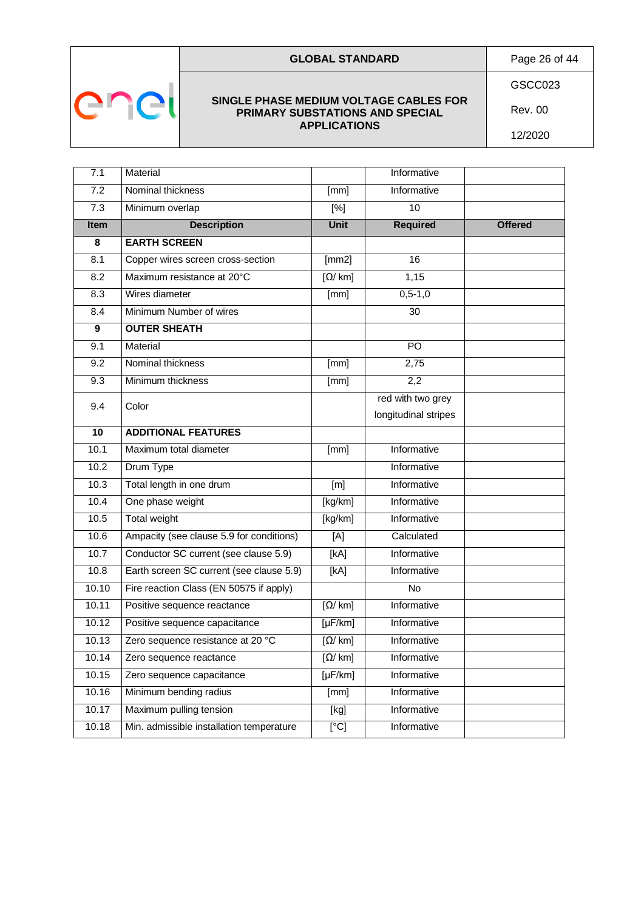| 7.1 | Material | | Informative | |
|---|---|---|---|---|
| 7.2 | Nominal thickness | [mm] | Informative | |
| 7.3 | Minimum overlap | [%] | 10 | |
| **Item** | **Description** | **Unit** | **Required** | **Offered** |
| **8** | **EARTH SCREEN** | | | |
| 8.1 | Copper wires screen cross-section | [mm2] | 16 | |
| 8.2 | Maximum resistance at 20°C | [Ω/ km] | 1,15 | |
| 8.3 | Wires diameter | [mm] | 0,5-1,0 | |
| 8.4 | Minimum Number of wires | | 30 | |
| **9** | **OUTER SHEATH** | | | |
| 9.1 | Material | | PO | |
| 9.2 | Nominal thickness | [mm] | 2,75 | |
| 9.3 | Minimum thickness | [mm] | 2,2 | |
| 9.4 | Color | | red with two grey longitudinal stripes | |
| **10** | **ADDITIONAL FEATURES** | | | |
| 10.1 | Maximum total diameter | [mm] | Informative | |
| 10.2 | Drum Type | | Informative | |
| 10.3 | Total length in one drum | [m] | Informative | |
| 10.4 | One phase weight | [kg/km] | Informative | |
| 10.5 | Total weight | [kg/km] | Informative | |
| 10.6 | Ampacity (see clause 5.9 for conditions) | [A] | Calculated | |
| 10.7 | Conductor SC current (see clause 5.9) | [kA] | Informative | |
| 10.8 | Earth screen SC current (see clause 5.9) | [kA] | Informative | |
| 10.10 | Fire reaction Class (EN 50575 if apply) | | No | |
| 10.11 | Positive sequence reactance | [Ω/ km] | Informative | |
| 10.12 | Positive sequence capacitance | [µF/km] | Informative | |
| 10.13 | Zero sequence resistance at 20 °C | [Ω/ km] | Informative | |
| 10.14 | Zero sequence reactance | [Ω/ km] | Informative | |
| 10.15 | Zero sequence capacitance | [µF/km] | Informative | |
| 10.16 | Minimum bending radius | [mm] | Informative | |
| 10.17 | Maximum pulling tension | [kg] | Informative | |
| 10.18 | Min. admissible installation temperature | [°C] | Informative | |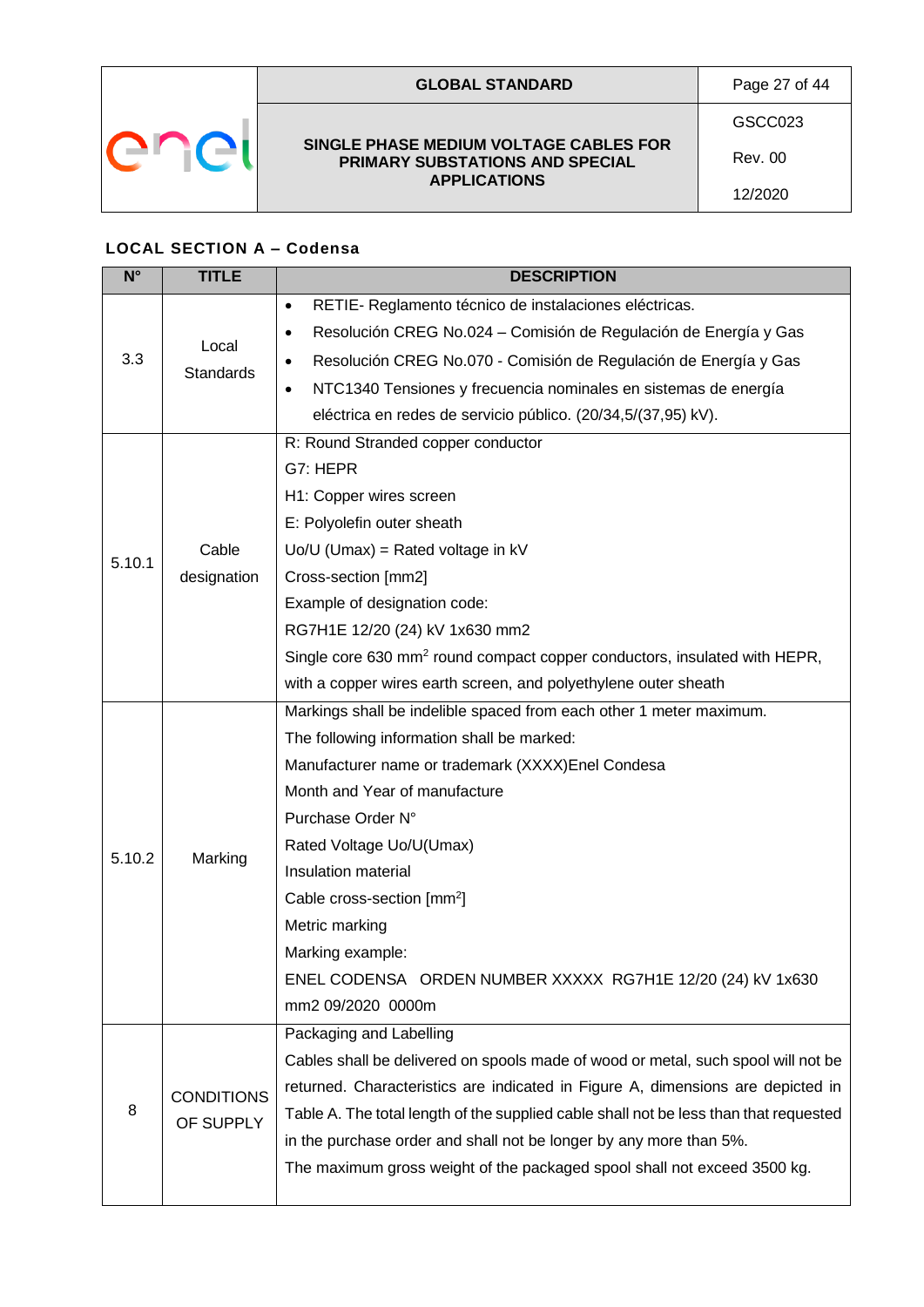**LOCAL SECTION A – Codensa**

| N° | TITLE | DESCRIPTION |
|---|---|---|
| 3.3 | Local Standards | • RETIE- Reglamento técnico de instalaciones eléctricas.<br>• Resolución CREG No.024 – Comisión de Regulación de Energía y Gas<br>• Resolución CREG No.070 - Comisión de Regulación de Energía y Gas<br>• NTC1340 Tensiones y frecuencia nominales en sistemas de energía eléctrica en redes de servicio público. (20/34,5/(37,95) kV). |
| 5.10.1 | Cable designation | R: Round Stranded copper conductor<br>G7: HEPR<br>H1: Copper wires screen<br>E: Polyolefin outer sheath<br>Uo/U (Umax) = Rated voltage in kV<br>Cross-section [mm2]<br>Example of designation code:<br>RG7H1E 12/20 (24) kV 1x630 mm2<br>Single core 630 $mm^2$ round compact copper conductors, insulated with HEPR, with a copper wires earth screen, and polyethylene outer sheath |
| 5.10.2 | Marking | Markings shall be indelible spaced from each other 1 meter maximum.<br>The following information shall be marked:<br>Manufacturer name or trademark (XXXX)Enel Condesa<br>Month and Year of manufacture<br>Purchase Order N°<br>Rated Voltage Uo/U(Umax)<br>Insulation material<br>Cable cross-section [$mm^2$]<br>Metric marking<br>Marking example:<br>ENEL CODENSA ORDEN NUMBER XXXXX RG7H1E 12/20 (24) kV 1x630 mm2 09/2020 0000m |
| 8 | CONDITIONS OF SUPPLY | Packaging and Labelling<br>Cables shall be delivered on spools made of wood or metal, such spool will not be returned. Characteristics are indicated in Figure A, dimensions are depicted in Table A. The total length of the supplied cable shall not be less than that requested in the purchase order and shall not be longer by any more than 5%.<br>The maximum gross weight of the packaged spool shall not exceed 3500 kg. |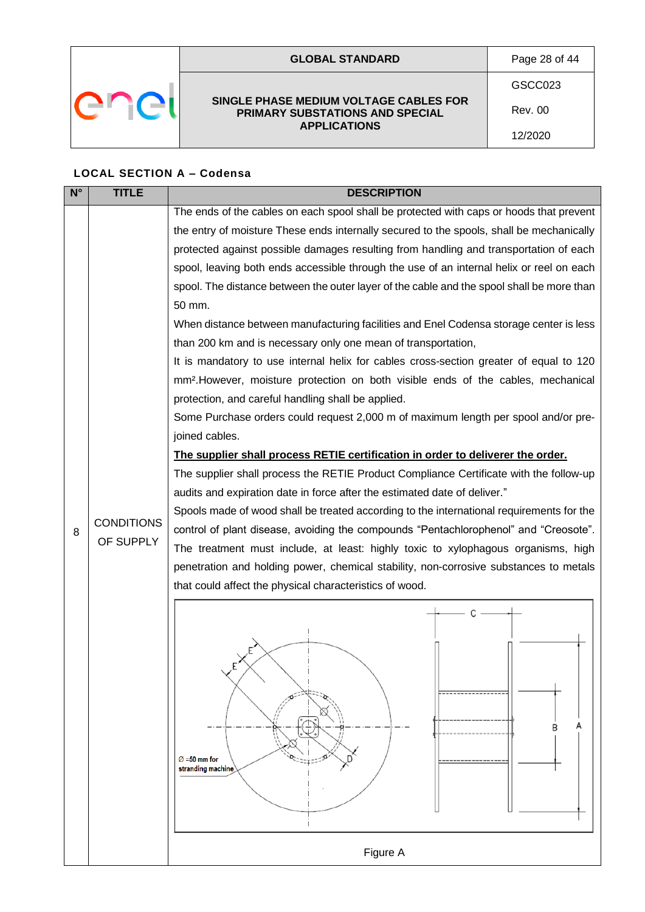**LOCAL SECTION A – Codensa**

| N° | TITLE | DESCRIPTION |
|---|---|---|
| 8 | CONDITIONS OF SUPPLY | The ends of the cables on each spool shall be protected with caps or hoods that prevent the entry of moisture These ends internally secured to the spools, shall be mechanically protected against possible damages resulting from handling and transportation of each spool, leaving both ends accessible through the use of an internal helix or reel on each spool. The distance between the outer layer of the cable and the spool shall be more than 50 mm.<br>When distance between manufacturing facilities and Enel Codensa storage center is less than 200 km and is necessary only one mean of transportation,<br>It is mandatory to use internal helix for cables cross-section greater of equal to 120 mm².However, moisture protection on both visible ends of the cables, mechanical protection, and careful handling shall be applied.<br>Some Purchase orders could request 2,000 m of maximum length per spool and/or pre-joined cables.<br>**The supplier shall process RETIE certification in order to deliverer the order.**<br>The supplier shall process the RETIE Product Compliance Certificate with the follow-up audits and expiration date in force after the estimated date of deliver."<br>Spools made of wood shall be treated according to the international requirements for the control of plant disease, avoiding the compounds "Pentachlorophenol" and "Creosote". The treatment must include, at least: highly toxic to xylophagous organisms, high penetration and holding power, chemical stability, non-corrosive substances to metals that could affect the physical characteristics of wood.<br>Ø =50 mm for stranding machine<br>Figure A |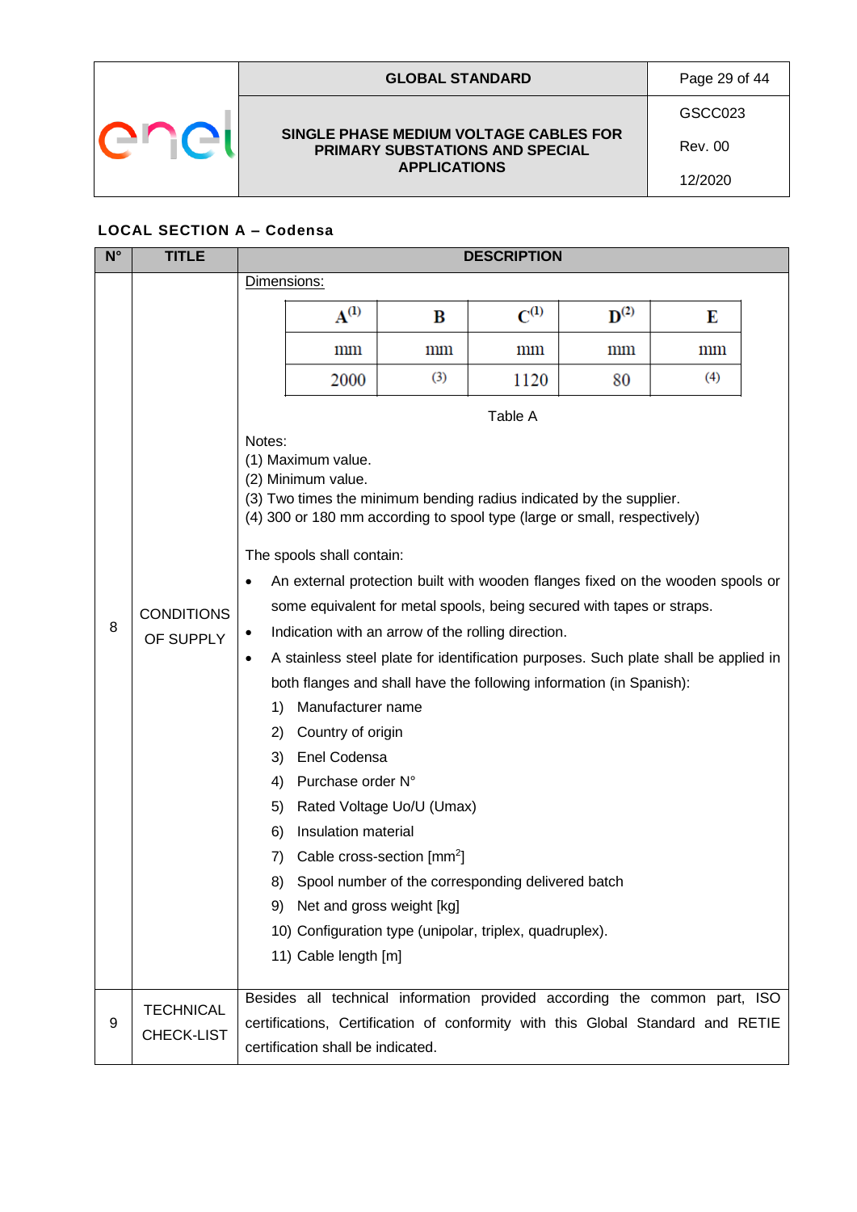**LOCAL SECTION A – Codensa**

| N° | TITLE | DESCRIPTION |
|---|---|---|
| 8 | CONDITIONS OF SUPPLY | Dimensions: |

| A(1) | B | C(1) | D(2) | E |
|---|---|---|---|---|
| mm | mm | mm | mm | mm |
| 2000 | (3) | 1120 | 80 | (4) |

Table A

Notes:
(1) Maximum value.
(2) Minimum value.
(3) Two times the minimum bending radius indicated by the supplier.
(4) 300 or 180 mm according to spool type (large or small, respectively)

The spools shall contain:

- An external protection built with wooden flanges fixed on the wooden spools or some equivalent for metal spools, being secured with tapes or straps.
- Indication with an arrow of the rolling direction.
- A stainless steel plate for identification purposes. Such plate shall be applied in both flanges and shall have the following information (in Spanish):
  1) Manufacturer name
  2) Country of origin
  3) Enel Codensa
  4) Purchase order N°
  5) Rated Voltage Uo/U (Umax)
  6) Insulation material
  7) Cable cross-section [$mm^2$]
  8) Spool number of the corresponding delivered batch
  9) Net and gross weight [kg]
  10) Configuration type (unipolar, triplex, quadruplex).
  11) Cable length [m]

| N° | TITLE | DESCRIPTION |
|---|---|---|
| 9 | TECHNICAL CHECK-LIST | Besides all technical information provided according the common part, ISO certifications, Certification of conformity with this Global Standard and RETIE certification shall be indicated. |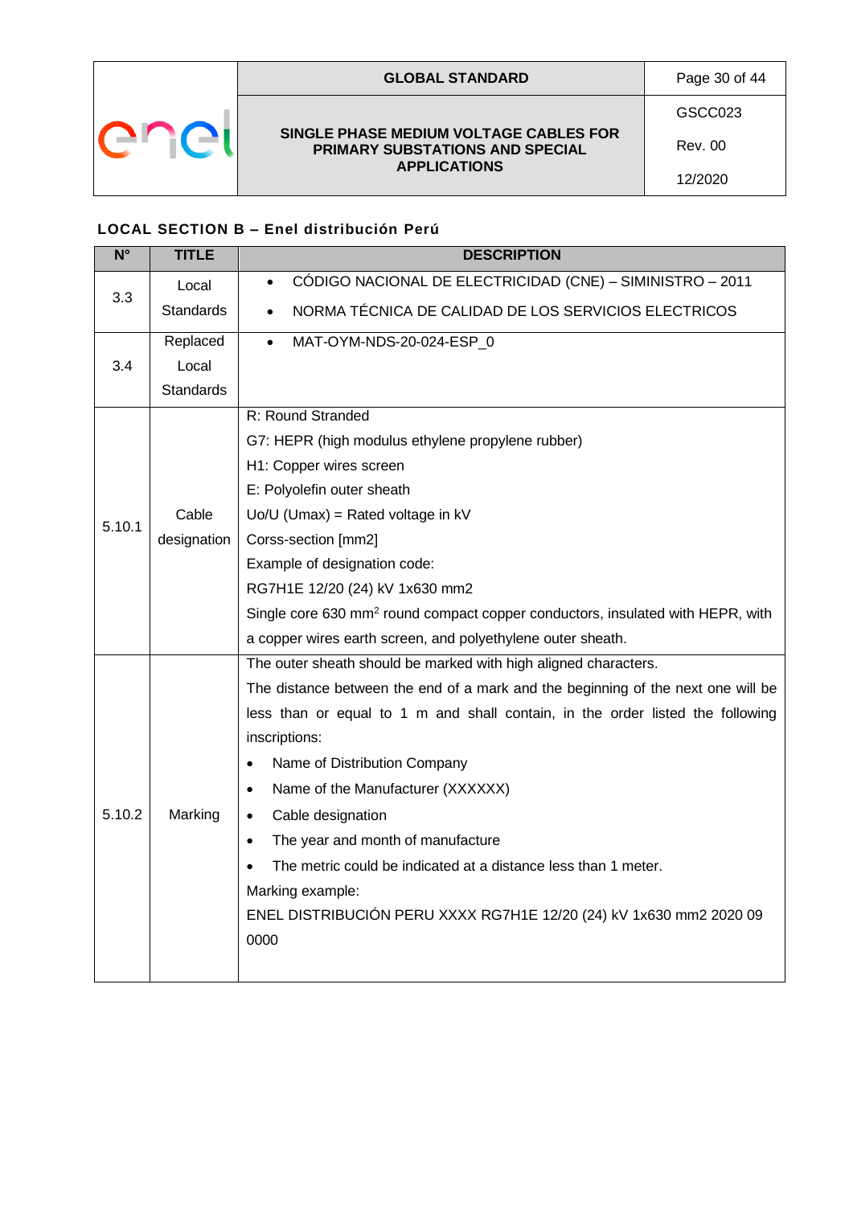**LOCAL SECTION B – Enel distribución Perú**

| N° | TITLE | DESCRIPTION |
|---|---|---|
| 3.3 | Local Standards | • CÓDIGO NACIONAL DE ELECTRICIDAD (CNE) – SIMINISTRO – 2011<br>• NORMA TÉCNICA DE CALIDAD DE LOS SERVICIOS ELECTRICOS |
| 3.4 | Replaced Local Standards | • MAT-OYM-NDS-20-024-ESP_0 |
| 5.10.1 | Cable designation | R: Round Stranded<br>G7: HEPR (high modulus ethylene propylene rubber)<br>H1: Copper wires screen<br>E: Polyolefin outer sheath<br>Uo/U (Umax) = Rated voltage in kV<br>Corss-section [mm2]<br>Example of designation code:<br>RG7H1E 12/20 (24) kV 1x630 mm2<br>Single core 630 mm$^2$ round compact copper conductors, insulated with HEPR, with a copper wires earth screen, and polyethylene outer sheath. |
| 5.10.2 | Marking | The outer sheath should be marked with high aligned characters.<br>The distance between the end of a mark and the beginning of the next one will be less than or equal to 1 m and shall contain, in the order listed the following inscriptions:<br>• Name of Distribution Company<br>• Name of the Manufacturer (XXXXXX)<br>• Cable designation<br>• The year and month of manufacture<br>• The metric could be indicated at a distance less than 1 meter.<br>Marking example:<br>ENEL DISTRIBUCIÓN PERU XXXX RG7H1E 12/20 (24) kV 1x630 mm2 2020 09 0000 |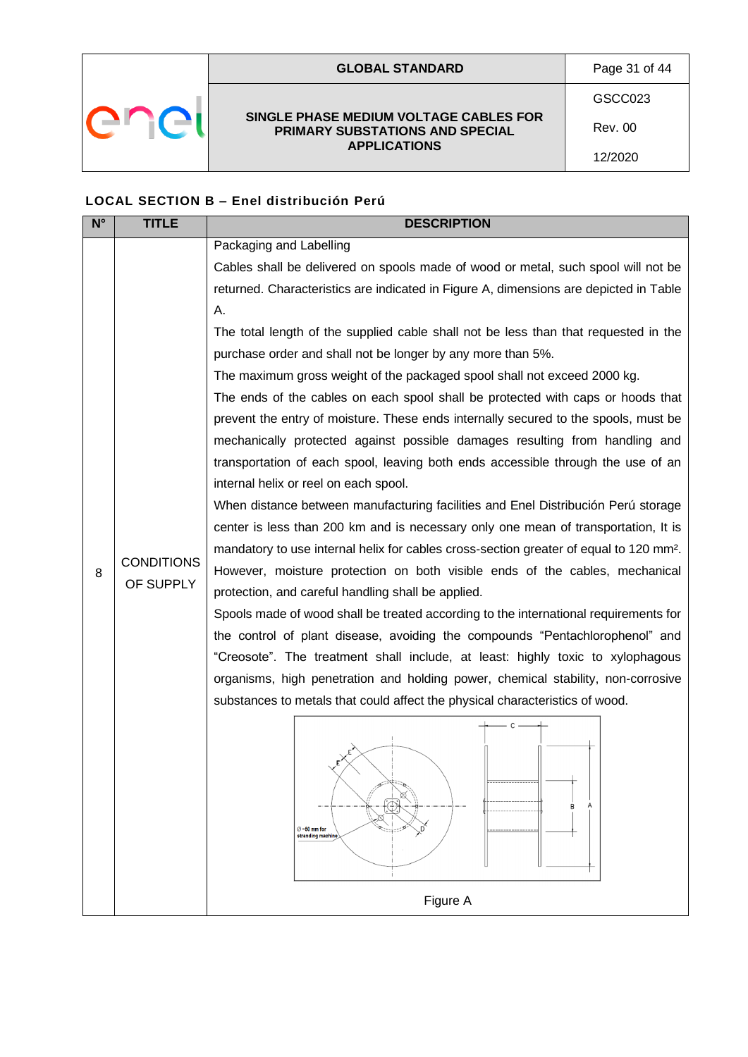**LOCAL SECTION B – Enel distribución Perú**

| N° | TITLE | DESCRIPTION |
| --- | --- | --- |
| 8 | CONDITIONS OF SUPPLY | Packaging and Labelling<br>Cables shall be delivered on spools made of wood or metal, such spool will not be returned. Characteristics are indicated in Figure A, dimensions are depicted in Table A.<br>The total length of the supplied cable shall not be less than that requested in the purchase order and shall not be longer by any more than 5%.<br>The maximum gross weight of the packaged spool shall not exceed 2000 kg.<br>The ends of the cables on each spool shall be protected with caps or hoods that prevent the entry of moisture. These ends internally secured to the spools, must be mechanically protected against possible damages resulting from handling and transportation of each spool, leaving both ends accessible through the use of an internal helix or reel on each spool.<br>When distance between manufacturing facilities and Enel Distribución Perú storage center is less than 200 km and is necessary only one mean of transportation, It is mandatory to use internal helix for cables cross-section greater of equal to 120 mm². However, moisture protection on both visible ends of the cables, mechanical protection, and careful handling shall be applied.<br>Spools made of wood shall be treated according to the international requirements for the control of plant disease, avoiding the compounds "Pentachlorophenol" and "Creosote". The treatment shall include, at least: highly toxic to xylophagous organisms, high penetration and holding power, chemical stability, non-corrosive substances to metals that could affect the physical characteristics of wood.<br><br>Figure A |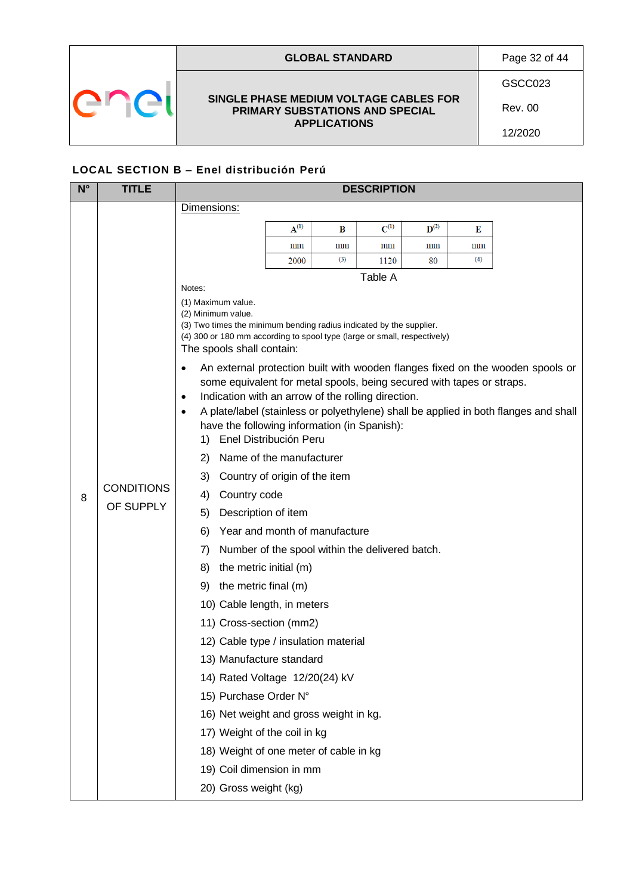## LOCAL SECTION B – Enel distribución Perú

| N° | TITLE | DESCRIPTION |
|---|---|---|
| 8 | CONDITIONS OF SUPPLY | Dimensions: (see Table A below) |

Dimensions:

| A(1) | B | C(1) | D(2) | E |
|---|---|---|---|---|
| mm | mm | mm | mm | mm |
| 2000 | (3) | 1120 | 80 | (4) |

Table A

Notes:

(1) Maximum value.
(2) Minimum value.
(3) Two times the minimum bending radius indicated by the supplier.
(4) 300 or 180 mm according to spool type (large or small, respectively)

The spools shall contain:

- An external protection built with wooden flanges fixed on the wooden spools or some equivalent for metal spools, being secured with tapes or straps.
- Indication with an arrow of the rolling direction.
- A plate/label (stainless or polyethylene) shall be applied in both flanges and shall have the following information (in Spanish):
  1) Enel Distribución Peru
  2) Name of the manufacturer
  3) Country of origin of the item
  4) Country code
  5) Description of item
  6) Year and month of manufacture
  7) Number of the spool within the delivered batch.
  8) the metric initial (m)
  9) the metric final (m)
  10) Cable length, in meters
  11) Cross-section (mm2)
  12) Cable type / insulation material
  13) Manufacture standard
  14) Rated Voltage 12/20(24) kV
  15) Purchase Order N°
  16) Net weight and gross weight in kg.
  17) Weight of the coil in kg
  18) Weight of one meter of cable in kg
  19) Coil dimension in mm
  20) Gross weight (kg)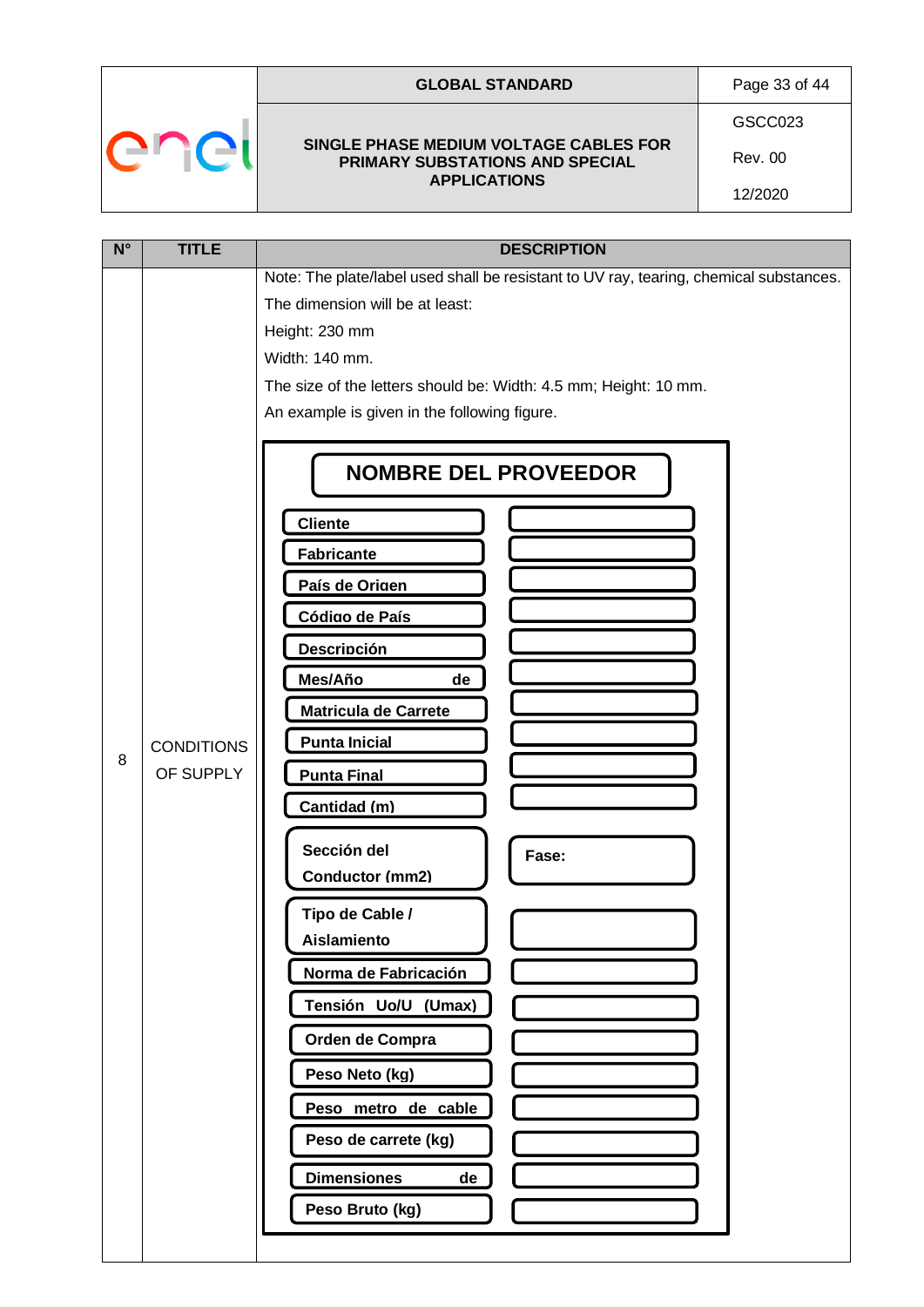| N° | TITLE | DESCRIPTION |
|---|---|---|
| 8 | CONDITIONS OF SUPPLY | Note: The plate/label used shall be resistant to UV ray, tearing, chemical substances.<br>The dimension will be at least:<br>Height: 230 mm<br>Width: 140 mm.<br>The size of the letters should be: Width: 4.5 mm; Height: 10 mm.<br>An example is given in the following figure. |

**NOMBRE DEL PROVEEDOR**

| | |
|---|---|
| Cliente | |
| Fabricante | |
| País de Origen | |
| Código de País | |
| Descripción | |
| Mes/Año de | |
| Matricula de Carrete | |
| Punta Inicial | |
| Punta Final | |
| Cantidad (m) | |
| Sección del Conductor (mm2) | Fase: |
| Tipo de Cable / Aislamiento | |
| Norma de Fabricación | |
| Tensión Uo/U (Umax) | |
| Orden de Compra | |
| Peso Neto (kg) | |
| Peso metro de cable | |
| Peso de carrete (kg) | |
| Dimensiones de | |
| Peso Bruto (kg) | |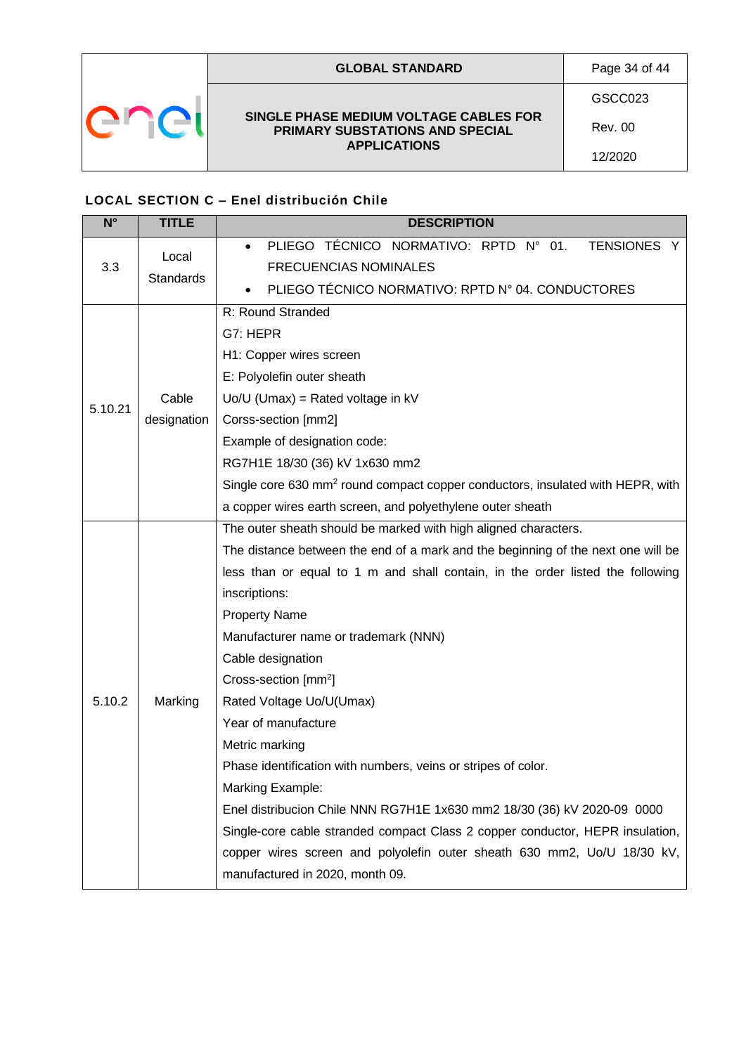**LOCAL SECTION C – Enel distribución Chile**

| N° | TITLE | DESCRIPTION |
|---|---|---|
| 3.3 | Local Standards | • PLIEGO TÉCNICO NORMATIVO: RPTD N° 01. TENSIONES Y FRECUENCIAS NOMINALES<br>• PLIEGO TÉCNICO NORMATIVO: RPTD N° 04. CONDUCTORES |
| 5.10.21 | Cable designation | R: Round Stranded<br>G7: HEPR<br>H1: Copper wires screen<br>E: Polyolefin outer sheath<br>Uo/U (Umax) = Rated voltage in kV<br>Corss-section [mm2]<br>Example of designation code:<br>RG7H1E 18/30 (36) kV 1x630 mm2<br>Single core 630 mm$^2$ round compact copper conductors, insulated with HEPR, with a copper wires earth screen, and polyethylene outer sheath |
| 5.10.2 | Marking | The outer sheath should be marked with high aligned characters.<br>The distance between the end of a mark and the beginning of the next one will be less than or equal to 1 m and shall contain, in the order listed the following inscriptions:<br>Property Name<br>Manufacturer name or trademark (NNN)<br>Cable designation<br>Cross-section [mm$^2$]<br>Rated Voltage Uo/U(Umax)<br>Year of manufacture<br>Metric marking<br>Phase identification with numbers, veins or stripes of color.<br>Marking Example:<br>Enel distribucion Chile NNN RG7H1E 1x630 mm2 18/30 (36) kV 2020-09 0000<br>Single-core cable stranded compact Class 2 copper conductor, HEPR insulation, copper wires screen and polyolefin outer sheath 630 mm2, Uo/U 18/30 kV, manufactured in 2020, month 09. |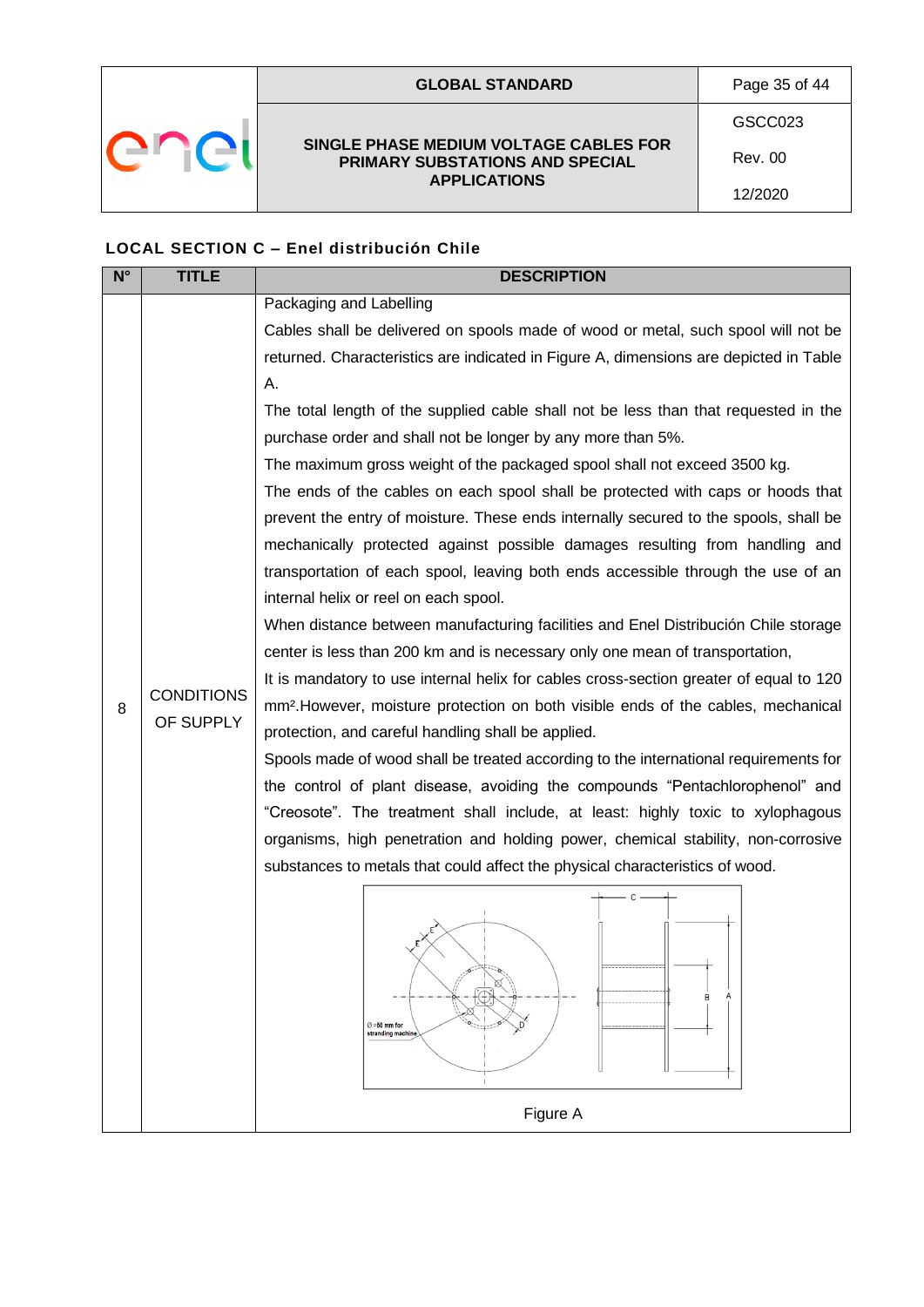### LOCAL SECTION C – Enel distribución Chile

| N° | TITLE | DESCRIPTION |
|---|---|---|
| 8 | CONDITIONS OF SUPPLY | Packaging and Labelling<br>Cables shall be delivered on spools made of wood or metal, such spool will not be returned. Characteristics are indicated in Figure A, dimensions are depicted in Table A.<br>The total length of the supplied cable shall not be less than that requested in the purchase order and shall not be longer by any more than 5%.<br>The maximum gross weight of the packaged spool shall not exceed 3500 kg.<br>The ends of the cables on each spool shall be protected with caps or hoods that prevent the entry of moisture. These ends internally secured to the spools, shall be mechanically protected against possible damages resulting from handling and transportation of each spool, leaving both ends accessible through the use of an internal helix or reel on each spool.<br>When distance between manufacturing facilities and Enel Distribución Chile storage center is less than 200 km and is necessary only one mean of transportation,<br>It is mandatory to use internal helix for cables cross-section greater of equal to 120 mm².However, moisture protection on both visible ends of the cables, mechanical protection, and careful handling shall be applied.<br>Spools made of wood shall be treated according to the international requirements for the control of plant disease, avoiding the compounds "Pentachlorophenol" and "Creosote". The treatment shall include, at least: highly toxic to xylophagous organisms, high penetration and holding power, chemical stability, non-corrosive substances to metals that could affect the physical characteristics of wood.<br>Figure A |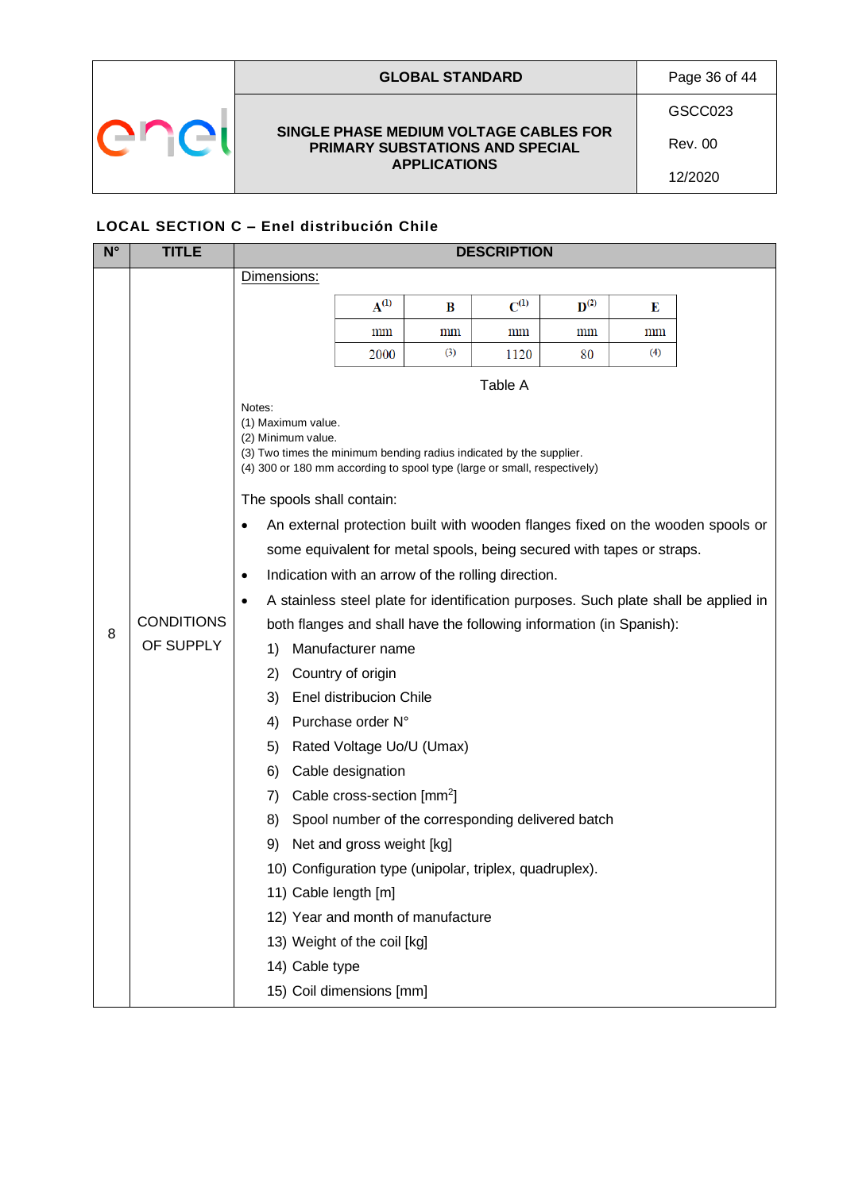### LOCAL SECTION C – Enel distribución Chile

| N° | TITLE | DESCRIPTION |
|---|---|---|
| 8 | CONDITIONS OF SUPPLY | *(see below)* |

Dimensions:

| A(1) | B | C(1) | D(2) | E |
|---|---|---|---|---|
| mm | mm | mm | mm | mm |
| 2000 | (3) | 1120 | 80 | (4) |

Table A

Notes:
(1) Maximum value.
(2) Minimum value.
(3) Two times the minimum bending radius indicated by the supplier.
(4) 300 or 180 mm according to spool type (large or small, respectively)

The spools shall contain:

- An external protection built with wooden flanges fixed on the wooden spools or some equivalent for metal spools, being secured with tapes or straps.
- Indication with an arrow of the rolling direction.
- A stainless steel plate for identification purposes. Such plate shall be applied in both flanges and shall have the following information (in Spanish):
  1) Manufacturer name
  2) Country of origin
  3) Enel distribucion Chile
  4) Purchase order N°
  5) Rated Voltage Uo/U (Umax)
  6) Cable designation
  7) Cable cross-section [$mm^2$]
  8) Spool number of the corresponding delivered batch
  9) Net and gross weight [kg]
  10) Configuration type (unipolar, triplex, quadruplex).
  11) Cable length [m]
  12) Year and month of manufacture
  13) Weight of the coil [kg]
  14) Cable type
  15) Coil dimensions [mm]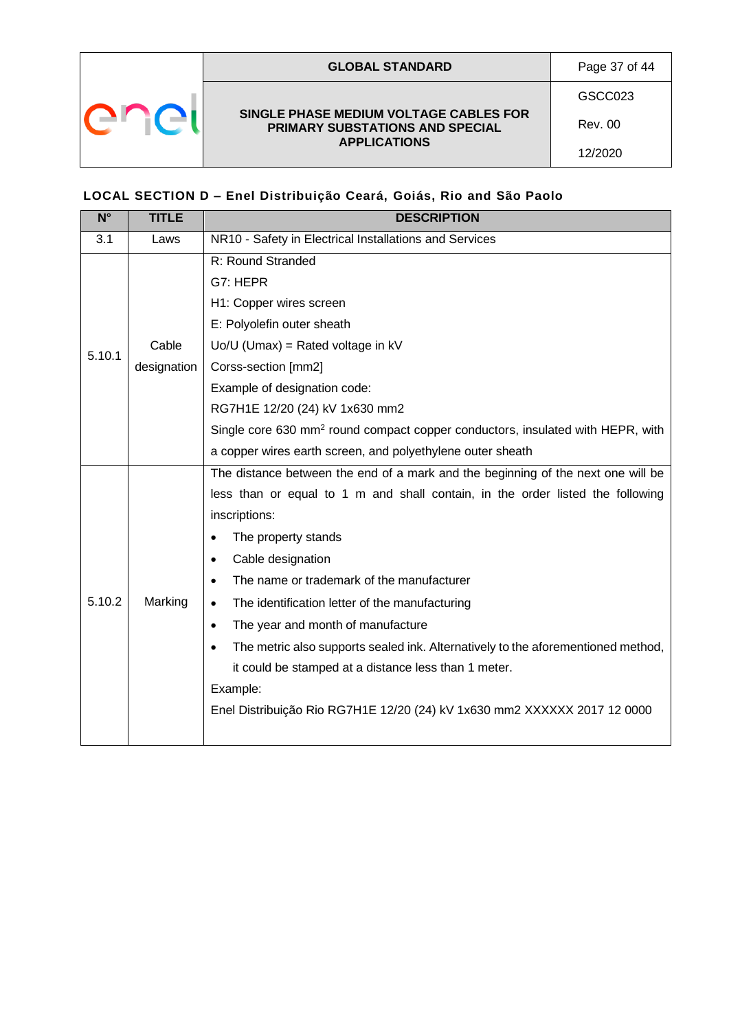## LOCAL SECTION D – Enel Distribuição Ceará, Goiás, Rio and São Paolo

| N° | TITLE | DESCRIPTION |
|---|---|---|
| 3.1 | Laws | NR10 - Safety in Electrical Installations and Services |
| 5.10.1 | Cable designation | R: Round Stranded<br>G7: HEPR<br>H1: Copper wires screen<br>E: Polyolefin outer sheath<br>Uo/U (Umax) = Rated voltage in kV<br>Corss-section [mm2]<br>Example of designation code:<br>RG7H1E 12/20 (24) kV 1x630 mm2<br>Single core 630 mm$^2$ round compact copper conductors, insulated with HEPR, with a copper wires earth screen, and polyethylene outer sheath |
| 5.10.2 | Marking | The distance between the end of a mark and the beginning of the next one will be less than or equal to 1 m and shall contain, in the order listed the following inscriptions:<br>• The property stands<br>• Cable designation<br>• The name or trademark of the manufacturer<br>• The identification letter of the manufacturing<br>• The year and month of manufacture<br>• The metric also supports sealed ink. Alternatively to the aforementioned method, it could be stamped at a distance less than 1 meter.<br>Example:<br>Enel Distribuição Rio RG7H1E 12/20 (24) kV 1x630 mm2 XXXXXX 2017 12 0000 |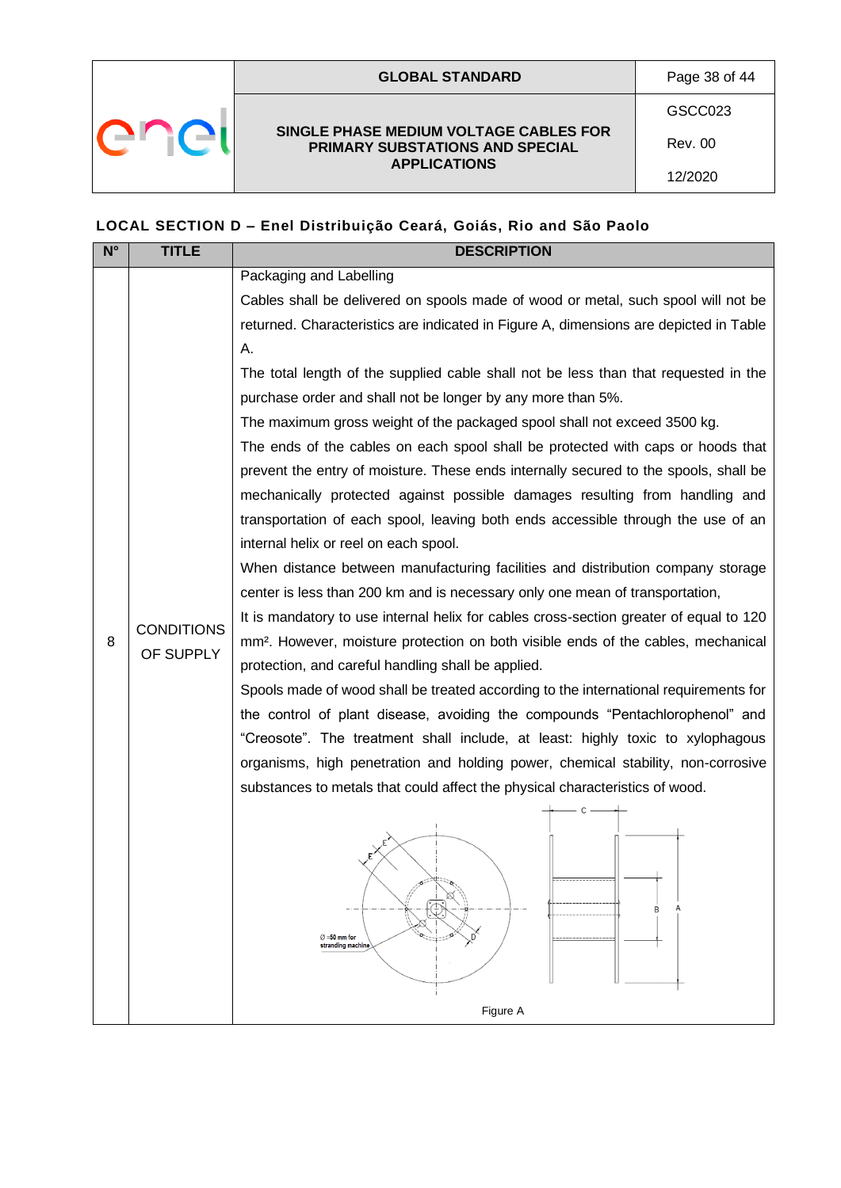## LOCAL SECTION D – Enel Distribuição Ceará, Goiás, Rio and São Paolo

| N° | TITLE | DESCRIPTION |
|---|---|---|
| 8 | CONDITIONS OF SUPPLY | Packaging and Labelling<br>Cables shall be delivered on spools made of wood or metal, such spool will not be returned. Characteristics are indicated in Figure A, dimensions are depicted in Table A.<br>The total length of the supplied cable shall not be less than that requested in the purchase order and shall not be longer by any more than 5%.<br>The maximum gross weight of the packaged spool shall not exceed 3500 kg.<br>The ends of the cables on each spool shall be protected with caps or hoods that prevent the entry of moisture. These ends internally secured to the spools, shall be mechanically protected against possible damages resulting from handling and transportation of each spool, leaving both ends accessible through the use of an internal helix or reel on each spool.<br>When distance between manufacturing facilities and distribution company storage center is less than 200 km and is necessary only one mean of transportation,<br>It is mandatory to use internal helix for cables cross-section greater of equal to 120 mm². However, moisture protection on both visible ends of the cables, mechanical protection, and careful handling shall be applied.<br>Spools made of wood shall be treated according to the international requirements for the control of plant disease, avoiding the compounds "Pentachlorophenol" and "Creosote". The treatment shall include, at least: highly toxic to xylophagous organisms, high penetration and holding power, chemical stability, non-corrosive substances to metals that could affect the physical characteristics of wood.<br>Ø =50 mm for stranding machine<br>Figure A |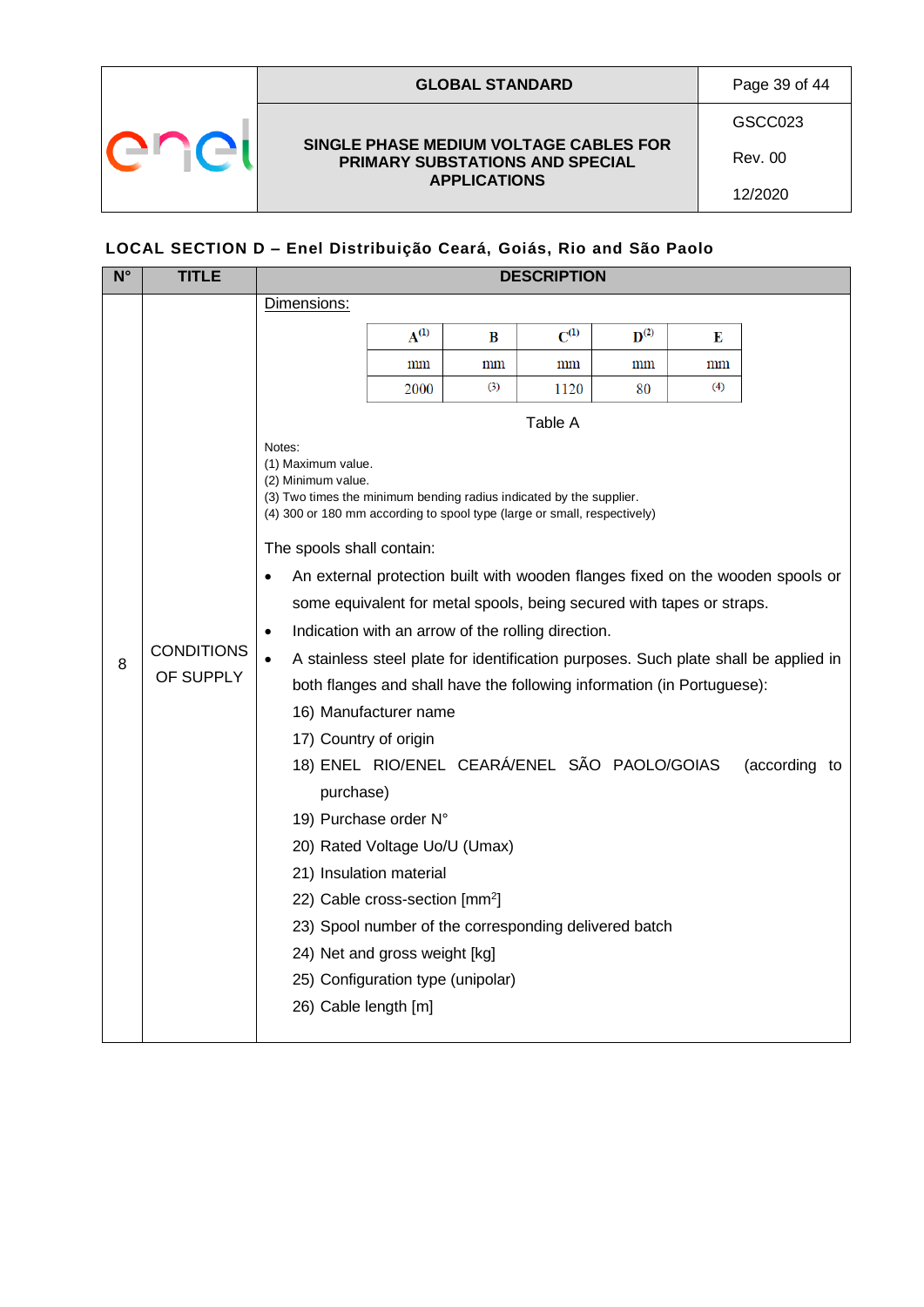## LOCAL SECTION D – Enel Distribuição Ceará, Goiás, Rio and São Paolo

| N° | TITLE | DESCRIPTION |
|---|---|---|
| 8 | CONDITIONS OF SUPPLY | (see below) |

Dimensions:

| A[(1)] | B | C[(1)] | D[(2)] | E |
|---|---|---|---|---|
| mm | mm | mm | mm | mm |
| 2000 | (3) | 1120 | 80 | (4) |

Table A

Notes:
(1) Maximum value.
(2) Minimum value.
(3) Two times the minimum bending radius indicated by the supplier.
(4) 300 or 180 mm according to spool type (large or small, respectively)

The spools shall contain:

- An external protection built with wooden flanges fixed on the wooden spools or some equivalent for metal spools, being secured with tapes or straps.
- Indication with an arrow of the rolling direction.
- A stainless steel plate for identification purposes. Such plate shall be applied in both flanges and shall have the following information (in Portuguese):

16) Manufacturer name
17) Country of origin
18) ENEL RIO/ENEL CEARÁ/ENEL SÃO PAOLO/GOIAS (according to purchase)
19) Purchase order N°
20) Rated Voltage Uo/U (Umax)
21) Insulation material
22) Cable cross-section [$mm^2$]
23) Spool number of the corresponding delivered batch
24) Net and gross weight [kg]
25) Configuration type (unipolar)
26) Cable length [m]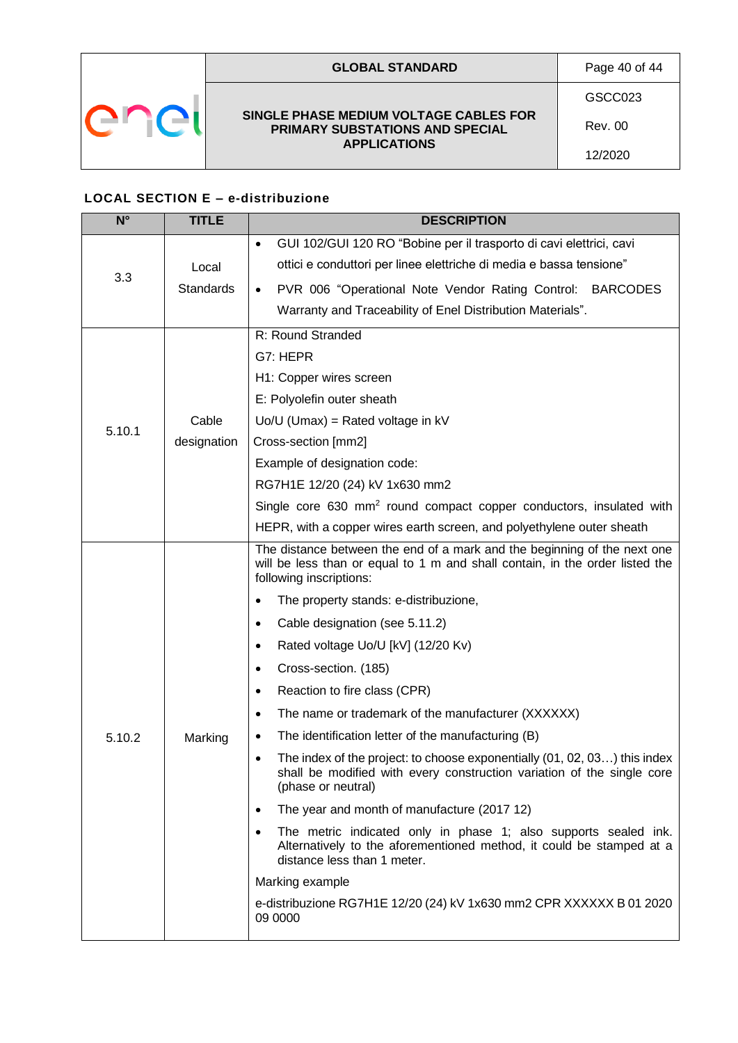**LOCAL SECTION E – e-distribuzione**

| N° | TITLE | DESCRIPTION |
|---|---|---|
| 3.3 | Local Standards | • GUI 102/GUI 120 RO "Bobine per il trasporto di cavi elettrici, cavi ottici e conduttori per linee elettriche di media e bassa tensione"<br>• PVR 006 "Operational Note Vendor Rating Control: BARCODES Warranty and Traceability of Enel Distribution Materials". |
| 5.10.1 | Cable designation | R: Round Stranded<br>G7: HEPR<br>H1: Copper wires screen<br>E: Polyolefin outer sheath<br>Uo/U (Umax) = Rated voltage in kV<br>Cross-section [mm2]<br>Example of designation code:<br>RG7H1E 12/20 (24) kV 1x630 mm2<br>Single core 630 mm$^2$ round compact copper conductors, insulated with HEPR, with a copper wires earth screen, and polyethylene outer sheath |
| 5.10.2 | Marking | The distance between the end of a mark and the beginning of the next one will be less than or equal to 1 m and shall contain, in the order listed the following inscriptions:<br>• The property stands: e-distribuzione,<br>• Cable designation (see 5.11.2)<br>• Rated voltage Uo/U [kV] (12/20 Kv)<br>• Cross-section. (185)<br>• Reaction to fire class (CPR)<br>• The name or trademark of the manufacturer (XXXXXX)<br>• The identification letter of the manufacturing (B)<br>• The index of the project: to choose exponentially (01, 02, 03…) this index shall be modified with every construction variation of the single core (phase or neutral)<br>• The year and month of manufacture (2017 12)<br>• The metric indicated only in phase 1; also supports sealed ink. Alternatively to the aforementioned method, it could be stamped at a distance less than 1 meter.<br>Marking example<br>e-distribuzione RG7H1E 12/20 (24) kV 1x630 mm2 CPR XXXXXX B 01 2020 09 0000 |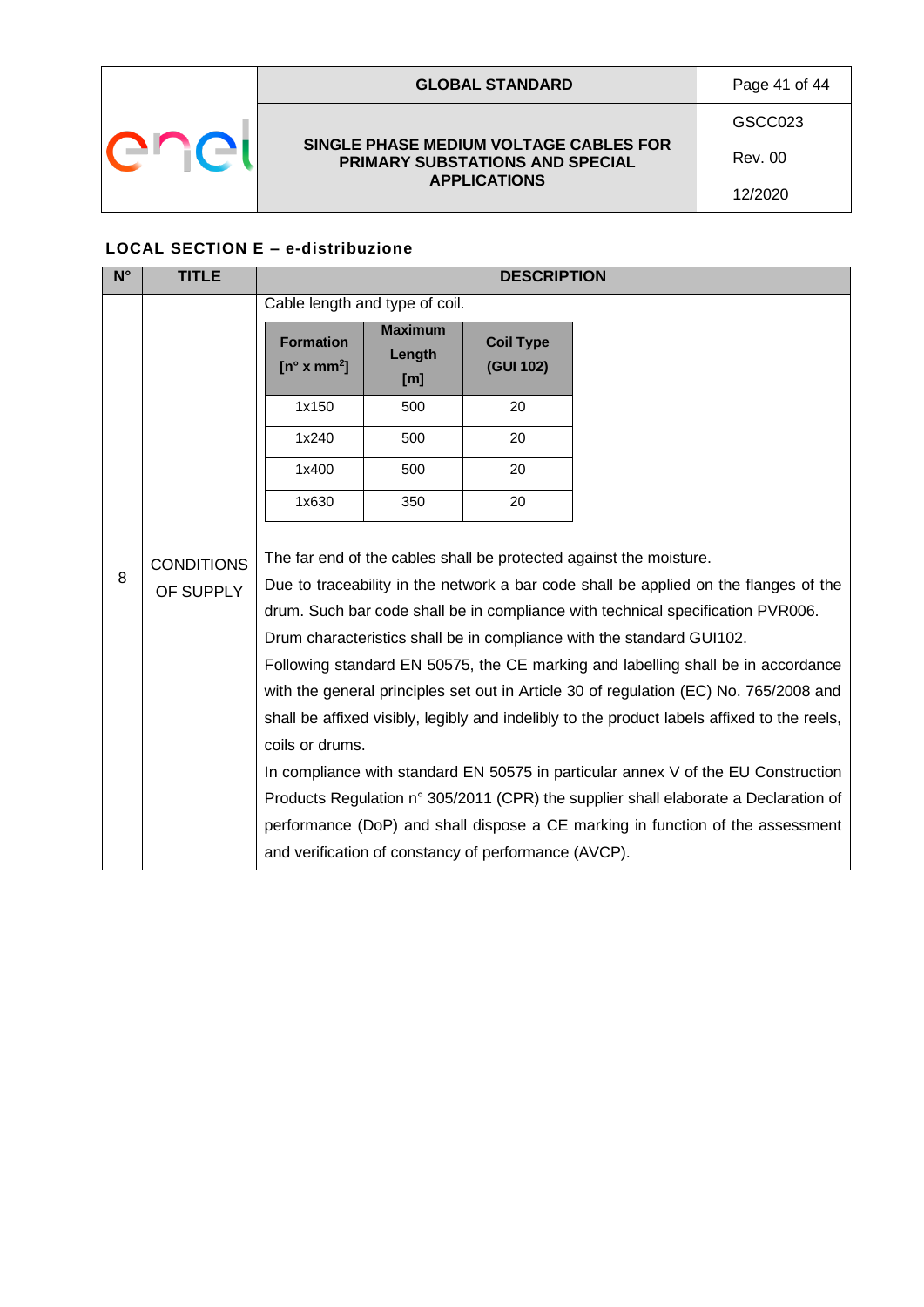## LOCAL SECTION E – e-distribuzione

| N° | TITLE | DESCRIPTION |
|---|---|---|
| 8 | CONDITIONS OF SUPPLY | Cable length and type of coil.<br><br>**Formation [n° x mm$^2$]** / **Maximum Length [m]** / **Coil Type (GUI 102)**<br>1x150 / 500 / 20<br>1x240 / 500 / 20<br>1x400 / 500 / 20<br>1x630 / 350 / 20<br><br>The far end of the cables shall be protected against the moisture.<br>Due to traceability in the network a bar code shall be applied on the flanges of the drum. Such bar code shall be in compliance with technical specification PVR006.<br>Drum characteristics shall be in compliance with the standard GUI102.<br>Following standard EN 50575, the CE marking and labelling shall be in accordance with the general principles set out in Article 30 of regulation (EC) No. 765/2008 and shall be affixed visibly, legibly and indelibly to the product labels affixed to the reels, coils or drums.<br>In compliance with standard EN 50575 in particular annex V of the EU Construction Products Regulation n° 305/2011 (CPR) the supplier shall elaborate a Declaration of performance (DoP) and shall dispose a CE marking in function of the assessment and verification of constancy of performance (AVCP). |

| Formation [n° x mm$^2$] | Maximum Length [m] | Coil Type (GUI 102) |
|---|---|---|
| 1x150 | 500 | 20 |
| 1x240 | 500 | 20 |
| 1x400 | 500 | 20 |
| 1x630 | 350 | 20 |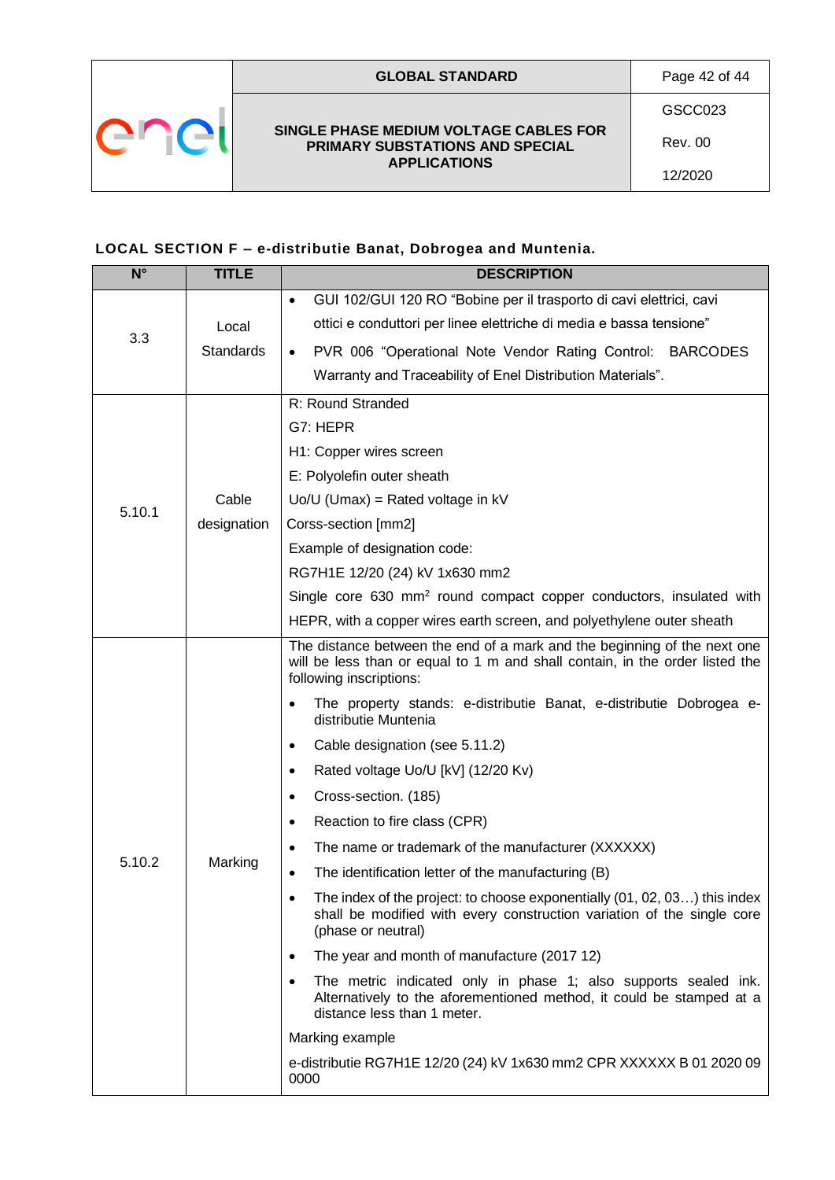**LOCAL SECTION F – e-distributie Banat, Dobrogea and Muntenia.**

| N° | TITLE | DESCRIPTION |
|---|---|---|
| 3.3 | Local Standards | • GUI 102/GUI 120 RO "Bobine per il trasporto di cavi elettrici, cavi ottici e conduttori per linee elettriche di media e bassa tensione"<br>• PVR 006 "Operational Note Vendor Rating Control: BARCODES Warranty and Traceability of Enel Distribution Materials". |
| 5.10.1 | Cable designation | R: Round Stranded<br>G7: HEPR<br>H1: Copper wires screen<br>E: Polyolefin outer sheath<br>Uo/U (Umax) = Rated voltage in kV<br>Corss-section [mm2]<br>Example of designation code:<br>RG7H1E 12/20 (24) kV 1x630 mm2<br>Single core 630 mm$^2$ round compact copper conductors, insulated with HEPR, with a copper wires earth screen, and polyethylene outer sheath |
| 5.10.2 | Marking | The distance between the end of a mark and the beginning of the next one will be less than or equal to 1 m and shall contain, in the order listed the following inscriptions:<br>• The property stands: e-distributie Banat, e-distributie Dobrogea e-distributie Muntenia<br>• Cable designation (see 5.11.2)<br>• Rated voltage Uo/U [kV] (12/20 Kv)<br>• Cross-section. (185)<br>• Reaction to fire class (CPR)<br>• The name or trademark of the manufacturer (XXXXXX)<br>• The identification letter of the manufacturing (B)<br>• The index of the project: to choose exponentially (01, 02, 03…) this index shall be modified with every construction variation of the single core (phase or neutral)<br>• The year and month of manufacture (2017 12)<br>• The metric indicated only in phase 1; also supports sealed ink. Alternatively to the aforementioned method, it could be stamped at a distance less than 1 meter.<br>Marking example<br>e-distributie RG7H1E 12/20 (24) kV 1x630 mm2 CPR XXXXXX B 01 2020 09 0000 |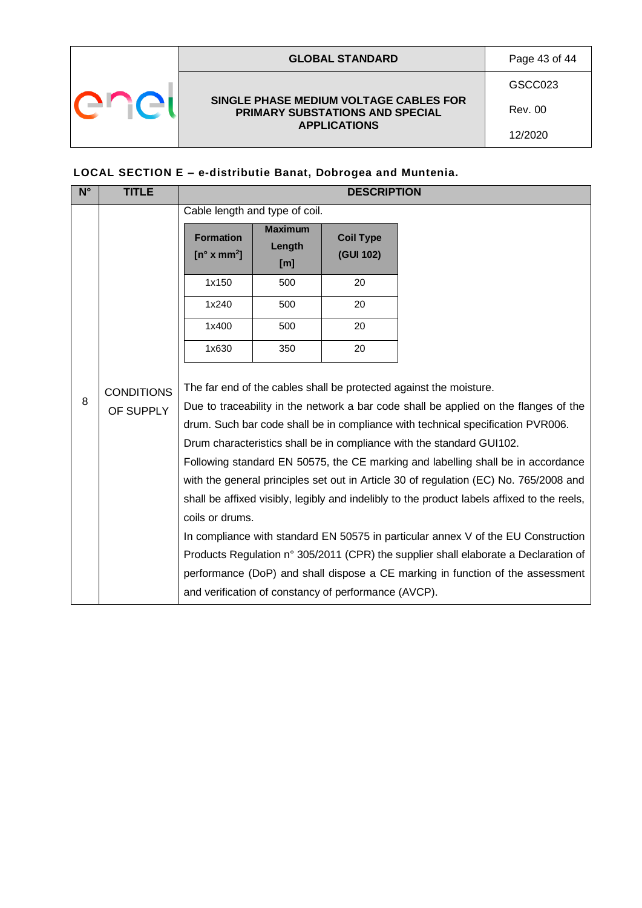## LOCAL SECTION E – e-distributie Banat, Dobrogea and Muntenia.

| N° | TITLE | DESCRIPTION |
|---|---|---|
| 8 | CONDITIONS OF SUPPLY | Cable length and type of coil.<br><br>Formation [n° x mm²] / Maximum Length [m] / Coil Type (GUI 102):<br>1x150 – 500 – 20<br>1x240 – 500 – 20<br>1x400 – 500 – 20<br>1x630 – 350 – 20<br><br>The far end of the cables shall be protected against the moisture.<br>Due to traceability in the network a bar code shall be applied on the flanges of the drum. Such bar code shall be in compliance with technical specification PVR006.<br>Drum characteristics shall be in compliance with the standard GUI102.<br>Following standard EN 50575, the CE marking and labelling shall be in accordance with the general principles set out in Article 30 of regulation (EC) No. 765/2008 and shall be affixed visibly, legibly and indelibly to the product labels affixed to the reels, coils or drums.<br>In compliance with standard EN 50575 in particular annex V of the EU Construction Products Regulation n° 305/2011 (CPR) the supplier shall elaborate a Declaration of performance (DoP) and shall dispose a CE marking in function of the assessment and verification of constancy of performance (AVCP). |

| Formation [n° x mm²] | Maximum Length [m] | Coil Type (GUI 102) |
|---|---|---|
| 1x150 | 500 | 20 |
| 1x240 | 500 | 20 |
| 1x400 | 500 | 20 |
| 1x630 | 350 | 20 |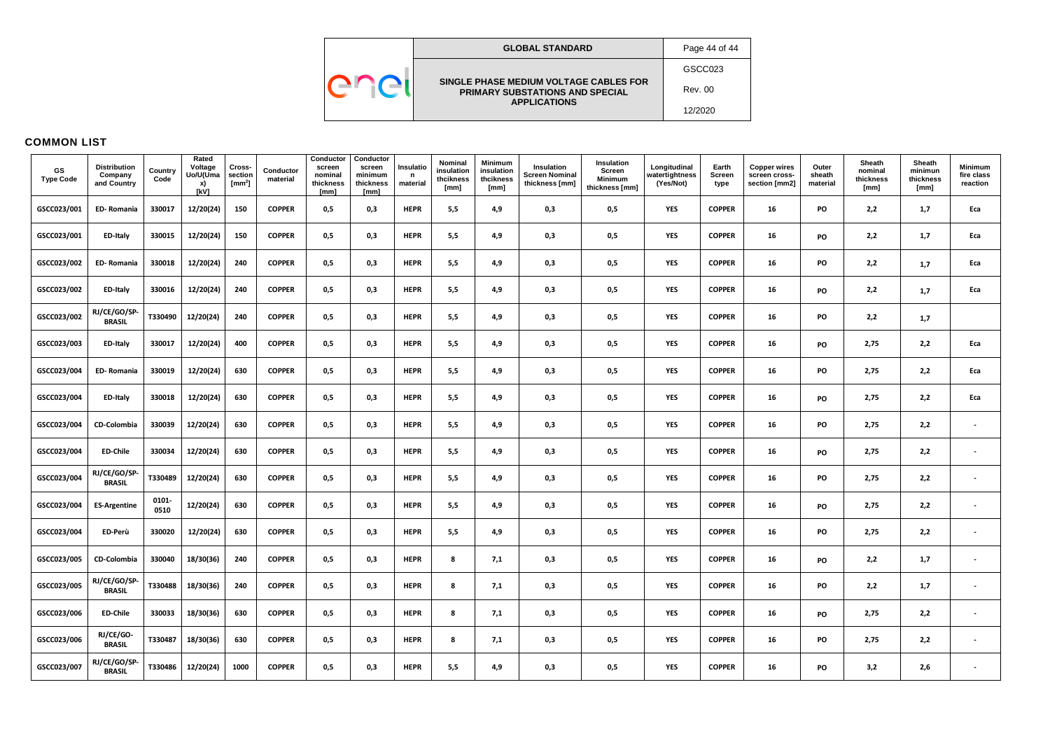## COMMON LIST

| GS Type Code | Distribution Company and Country | Country Code | Rated Voltage Uo/U(Umax) [kV] | Cross-section [mm²] | Conductor material | Conductor screen nominal thickness [mm] | Conductor screen minimum thickness [mm] | Insulation material | Nominal insulation thcikness [mm] | Minimum insulation thcikness [mm] | Insulation Screen Nominal thickness [mm] | Insulation Screen Minimum thickness [mm] | Longitudinal watertightness (Yes/Not) | Earth Screen type | Copper wires screen cross-section [mm2] | Outer sheath material | Sheath nominal thickness [mm] | Sheath minimun thickness [mm] | Minimum fire class reaction |
|---|---|---|---|---|---|---|---|---|---|---|---|---|---|---|---|---|---|---|---|
| GSCC023/001 | ED- Romania | 330017 | 12/20(24) | 150 | COPPER | 0,5 | 0,3 | HEPR | 5,5 | 4,9 | 0,3 | 0,5 | YES | COPPER | 16 | PO | 2,2 | 1,7 | Eca |
| GSCC023/001 | ED-Italy | 330015 | 12/20(24) | 150 | COPPER | 0,5 | 0,3 | HEPR | 5,5 | 4,9 | 0,3 | 0,5 | YES | COPPER | 16 | PO | 2,2 | 1,7 | Eca |
| GSCC023/002 | ED- Romania | 330018 | 12/20(24) | 240 | COPPER | 0,5 | 0,3 | HEPR | 5,5 | 4,9 | 0,3 | 0,5 | YES | COPPER | 16 | PO | 2,2 | 1,7 | Eca |
| GSCC023/002 | ED-Italy | 330016 | 12/20(24) | 240 | COPPER | 0,5 | 0,3 | HEPR | 5,5 | 4,9 | 0,3 | 0,5 | YES | COPPER | 16 | PO | 2,2 | 1,7 | Eca |
| GSCC023/002 | RJ/CE/GO/SP-BRASIL | T330490 | 12/20(24) | 240 | COPPER | 0,5 | 0,3 | HEPR | 5,5 | 4,9 | 0,3 | 0,5 | YES | COPPER | 16 | PO | 2,2 | 1,7 | |
| GSCC023/003 | ED-Italy | 330017 | 12/20(24) | 400 | COPPER | 0,5 | 0,3 | HEPR | 5,5 | 4,9 | 0,3 | 0,5 | YES | COPPER | 16 | PO | 2,75 | 2,2 | Eca |
| GSCC023/004 | ED- Romania | 330019 | 12/20(24) | 630 | COPPER | 0,5 | 0,3 | HEPR | 5,5 | 4,9 | 0,3 | 0,5 | YES | COPPER | 16 | PO | 2,75 | 2,2 | Eca |
| GSCC023/004 | ED-Italy | 330018 | 12/20(24) | 630 | COPPER | 0,5 | 0,3 | HEPR | 5,5 | 4,9 | 0,3 | 0,5 | YES | COPPER | 16 | PO | 2,75 | 2,2 | Eca |
| GSCC023/004 | CD-Colombia | 330039 | 12/20(24) | 630 | COPPER | 0,5 | 0,3 | HEPR | 5,5 | 4,9 | 0,3 | 0,5 | YES | COPPER | 16 | PO | 2,75 | 2,2 | - |
| GSCC023/004 | ED-Chile | 330034 | 12/20(24) | 630 | COPPER | 0,5 | 0,3 | HEPR | 5,5 | 4,9 | 0,3 | 0,5 | YES | COPPER | 16 | PO | 2,75 | 2,2 | - |
| GSCC023/004 | RJ/CE/GO/SP-BRASIL | T330489 | 12/20(24) | 630 | COPPER | 0,5 | 0,3 | HEPR | 5,5 | 4,9 | 0,3 | 0,5 | YES | COPPER | 16 | PO | 2,75 | 2,2 | - |
| GSCC023/004 | ES-Argentine | 0101-0510 | 12/20(24) | 630 | COPPER | 0,5 | 0,3 | HEPR | 5,5 | 4,9 | 0,3 | 0,5 | YES | COPPER | 16 | PO | 2,75 | 2,2 | - |
| GSCC023/004 | ED-Perù | 330020 | 12/20(24) | 630 | COPPER | 0,5 | 0,3 | HEPR | 5,5 | 4,9 | 0,3 | 0,5 | YES | COPPER | 16 | PO | 2,75 | 2,2 | - |
| GSCC023/005 | CD-Colombia | 330040 | 18/30(36) | 240 | COPPER | 0,5 | 0,3 | HEPR | 8 | 7,1 | 0,3 | 0,5 | YES | COPPER | 16 | PO | 2,2 | 1,7 | - |
| GSCC023/005 | RJ/CE/GO/SP-BRASIL | T330488 | 18/30(36) | 240 | COPPER | 0,5 | 0,3 | HEPR | 8 | 7,1 | 0,3 | 0,5 | YES | COPPER | 16 | PO | 2,2 | 1,7 | - |
| GSCC023/006 | ED-Chile | 330033 | 18/30(36) | 630 | COPPER | 0,5 | 0,3 | HEPR | 8 | 7,1 | 0,3 | 0,5 | YES | COPPER | 16 | PO | 2,75 | 2,2 | - |
| GSCC023/006 | RJ/CE/GO-BRASIL | T330487 | 18/30(36) | 630 | COPPER | 0,5 | 0,3 | HEPR | 8 | 7,1 | 0,3 | 0,5 | YES | COPPER | 16 | PO | 2,75 | 2,2 | - |
| GSCC023/007 | RJ/CE/GO/SP-BRASIL | T330486 | 12/20(24) | 1000 | COPPER | 0,5 | 0,3 | HEPR | 5,5 | 4,9 | 0,3 | 0,5 | YES | COPPER | 16 | PO | 3,2 | 2,6 | - |